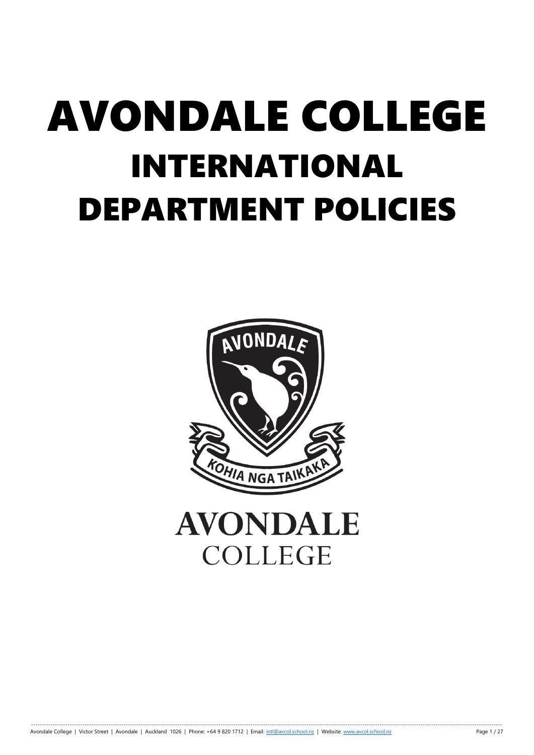# AVONDALE COLLEGE

## INTERNATIONAL DEPARTMENT POLICIES

AVONDALE

KOHIA NGA TAIKAKA

AVONDALE COLLEGE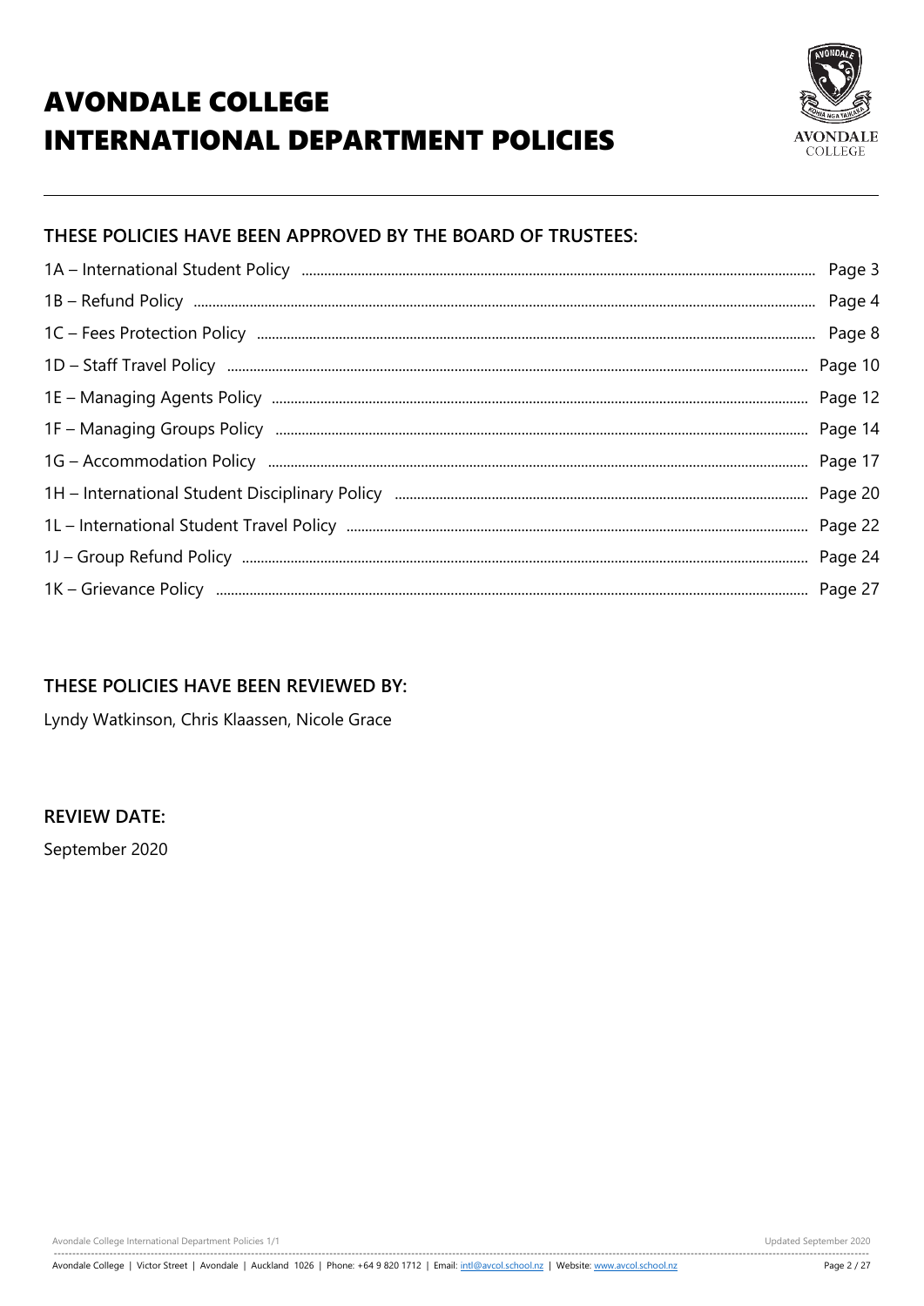# AVONDALE COLLEGE INTERNATIONAL DEPARTMENT POLICIES

## THESE POLICIES HAVE BEEN APPROVED BY THE BOARD OF TRUSTEES:

| Policy | Page |
| --- | --- |
| 1A – International Student Policy | Page 3 |
| 1B – Refund Policy | Page 4 |
| 1C – Fees Protection Policy | Page 8 |
| 1D – Staff Travel Policy | Page 10 |
| 1E – Managing Agents Policy | Page 12 |
| 1F – Managing Groups Policy | Page 14 |
| 1G – Accommodation Policy | Page 17 |
| 1H – International Student Disciplinary Policy | Page 20 |
| 1L – International Student Travel Policy | Page 22 |
| 1J – Group Refund Policy | Page 24 |
| 1K – Grievance Policy | Page 27 |

## THESE POLICIES HAVE BEEN REVIEWED BY:

Lyndy Watkinson, Chris Klaassen, Nicole Grace

## REVIEW DATE:

September 2020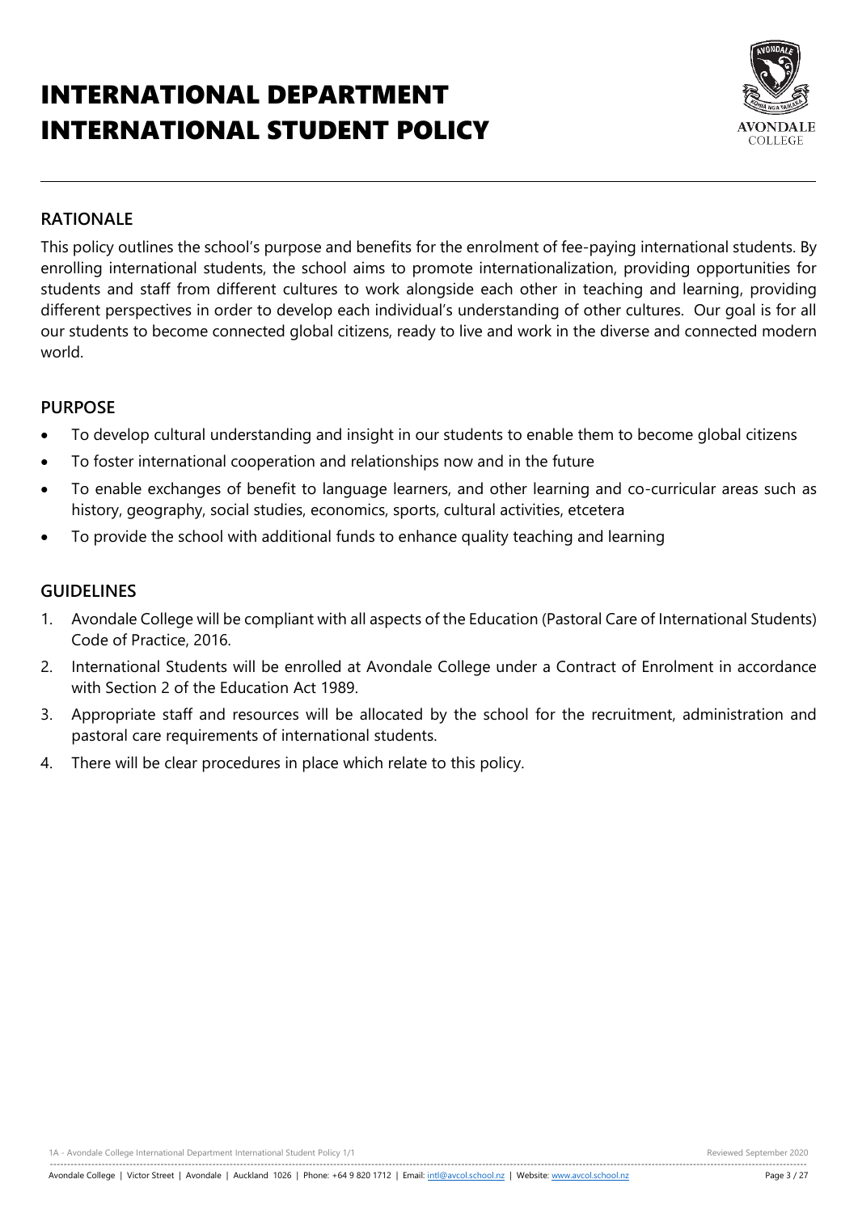# INTERNATIONAL DEPARTMENT INTERNATIONAL STUDENT POLICY

## RATIONALE

This policy outlines the school's purpose and benefits for the enrolment of fee-paying international students. By enrolling international students, the school aims to promote internationalization, providing opportunities for students and staff from different cultures to work alongside each other in teaching and learning, providing different perspectives in order to develop each individual's understanding of other cultures. Our goal is for all our students to become connected global citizens, ready to live and work in the diverse and connected modern world.

## PURPOSE

- To develop cultural understanding and insight in our students to enable them to become global citizens
- To foster international cooperation and relationships now and in the future
- To enable exchanges of benefit to language learners, and other learning and co-curricular areas such as history, geography, social studies, economics, sports, cultural activities, etcetera
- To provide the school with additional funds to enhance quality teaching and learning

## GUIDELINES

1. Avondale College will be compliant with all aspects of the Education (Pastoral Care of International Students) Code of Practice, 2016.
2. International Students will be enrolled at Avondale College under a Contract of Enrolment in accordance with Section 2 of the Education Act 1989.
3. Appropriate staff and resources will be allocated by the school for the recruitment, administration and pastoral care requirements of international students.
4. There will be clear procedures in place which relate to this policy.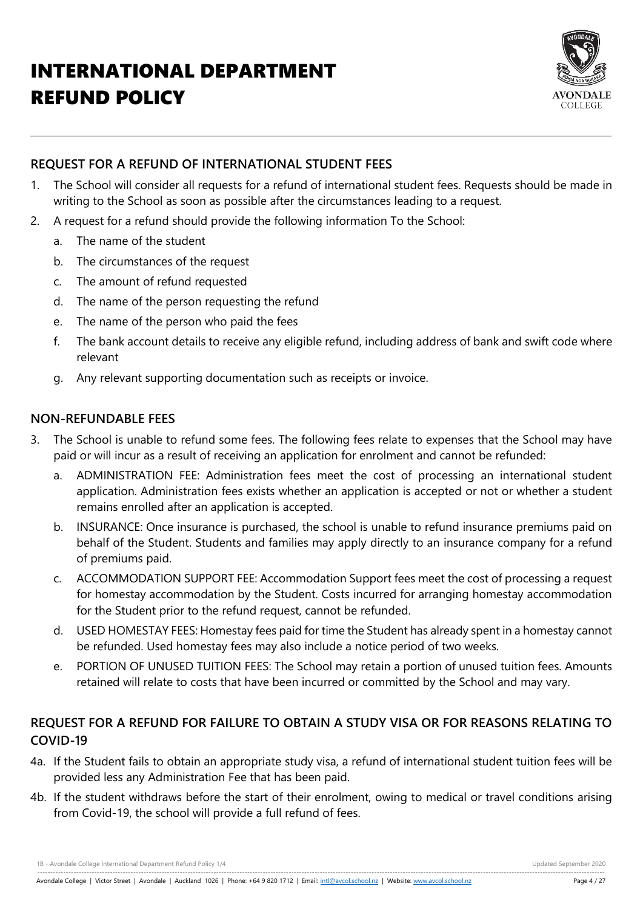# INTERNATIONAL DEPARTMENT REFUND POLICY

## REQUEST FOR A REFUND OF INTERNATIONAL STUDENT FEES

1. The School will consider all requests for a refund of international student fees. Requests should be made in writing to the School as soon as possible after the circumstances leading to a request.
2. A request for a refund should provide the following information To the School:
   a. The name of the student
   b. The circumstances of the request
   c. The amount of refund requested
   d. The name of the person requesting the refund
   e. The name of the person who paid the fees
   f. The bank account details to receive any eligible refund, including address of bank and swift code where relevant
   g. Any relevant supporting documentation such as receipts or invoice.

## NON-REFUNDABLE FEES

3. The School is unable to refund some fees. The following fees relate to expenses that the School may have paid or will incur as a result of receiving an application for enrolment and cannot be refunded:
   a. ADMINISTRATION FEE: Administration fees meet the cost of processing an international student application. Administration fees exists whether an application is accepted or not or whether a student remains enrolled after an application is accepted.
   b. INSURANCE: Once insurance is purchased, the school is unable to refund insurance premiums paid on behalf of the Student. Students and families may apply directly to an insurance company for a refund of premiums paid.
   c. ACCOMMODATION SUPPORT FEE: Accommodation Support fees meet the cost of processing a request for homestay accommodation by the Student. Costs incurred for arranging homestay accommodation for the Student prior to the refund request, cannot be refunded.
   d. USED HOMESTAY FEES: Homestay fees paid for time the Student has already spent in a homestay cannot be refunded. Used homestay fees may also include a notice period of two weeks.
   e. PORTION OF UNUSED TUITION FEES: The School may retain a portion of unused tuition fees. Amounts retained will relate to costs that have been incurred or committed by the School and may vary.

## REQUEST FOR A REFUND FOR FAILURE TO OBTAIN A STUDY VISA OR FOR REASONS RELATING TO COVID-19

4a. If the Student fails to obtain an appropriate study visa, a refund of international student tuition fees will be provided less any Administration Fee that has been paid.

4b. If the student withdraws before the start of their enrolment, owing to medical or travel conditions arising from Covid-19, the school will provide a full refund of fees.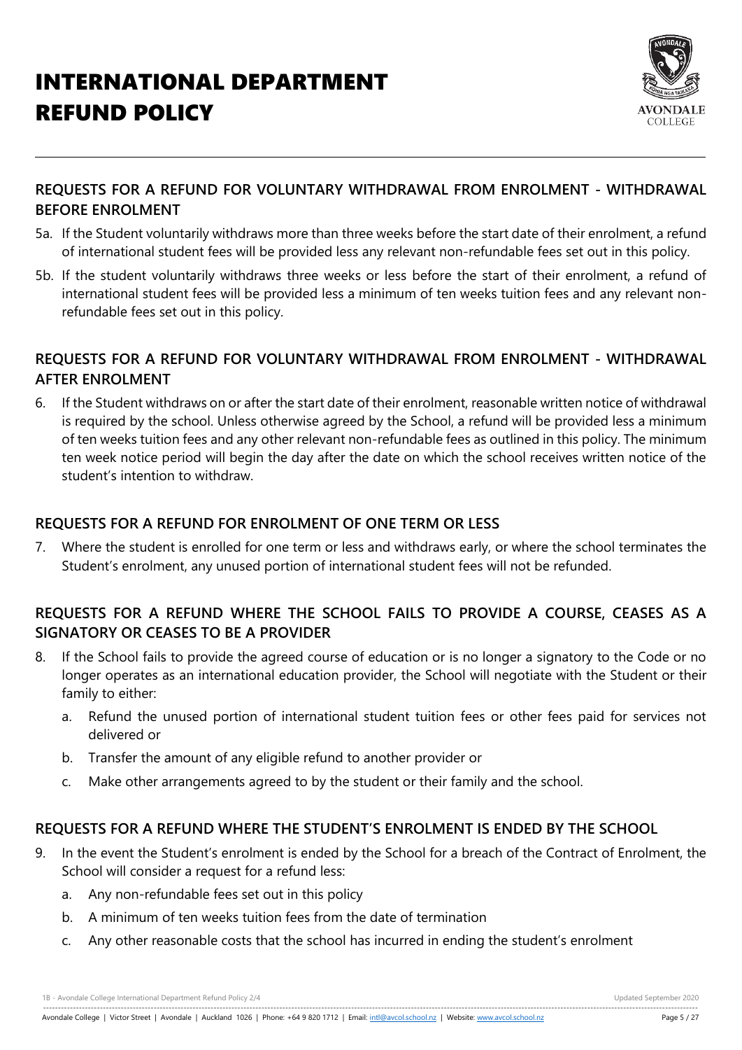# INTERNATIONAL DEPARTMENT REFUND POLICY

## REQUESTS FOR A REFUND FOR VOLUNTARY WITHDRAWAL FROM ENROLMENT - WITHDRAWAL BEFORE ENROLMENT

5a. If the Student voluntarily withdraws more than three weeks before the start date of their enrolment, a refund of international student fees will be provided less any relevant non-refundable fees set out in this policy.

5b. If the student voluntarily withdraws three weeks or less before the start of their enrolment, a refund of international student fees will be provided less a minimum of ten weeks tuition fees and any relevant non-refundable fees set out in this policy.

## REQUESTS FOR A REFUND FOR VOLUNTARY WITHDRAWAL FROM ENROLMENT - WITHDRAWAL AFTER ENROLMENT

6. If the Student withdraws on or after the start date of their enrolment, reasonable written notice of withdrawal is required by the school. Unless otherwise agreed by the School, a refund will be provided less a minimum of ten weeks tuition fees and any other relevant non-refundable fees as outlined in this policy. The minimum ten week notice period will begin the day after the date on which the school receives written notice of the student's intention to withdraw.

## REQUESTS FOR A REFUND FOR ENROLMENT OF ONE TERM OR LESS

7. Where the student is enrolled for one term or less and withdraws early, or where the school terminates the Student's enrolment, any unused portion of international student fees will not be refunded.

## REQUESTS FOR A REFUND WHERE THE SCHOOL FAILS TO PROVIDE A COURSE, CEASES AS A SIGNATORY OR CEASES TO BE A PROVIDER

8. If the School fails to provide the agreed course of education or is no longer a signatory to the Code or no longer operates as an international education provider, the School will negotiate with the Student or their family to either:
   a. Refund the unused portion of international student tuition fees or other fees paid for services not delivered or
   b. Transfer the amount of any eligible refund to another provider or
   c. Make other arrangements agreed to by the student or their family and the school.

## REQUESTS FOR A REFUND WHERE THE STUDENT'S ENROLMENT IS ENDED BY THE SCHOOL

9. In the event the Student's enrolment is ended by the School for a breach of the Contract of Enrolment, the School will consider a request for a refund less:
   a. Any non-refundable fees set out in this policy
   b. A minimum of ten weeks tuition fees from the date of termination
   c. Any other reasonable costs that the school has incurred in ending the student's enrolment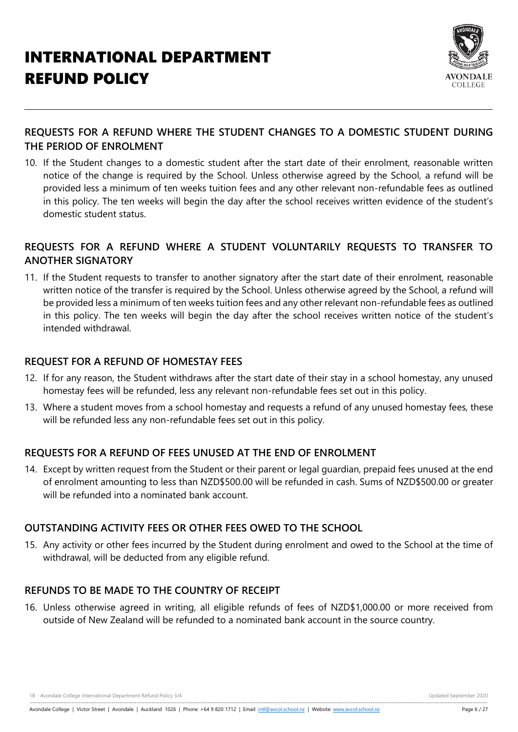# INTERNATIONAL DEPARTMENT REFUND POLICY

## REQUESTS FOR A REFUND WHERE THE STUDENT CHANGES TO A DOMESTIC STUDENT DURING THE PERIOD OF ENROLMENT

10. If the Student changes to a domestic student after the start date of their enrolment, reasonable written notice of the change is required by the School. Unless otherwise agreed by the School, a refund will be provided less a minimum of ten weeks tuition fees and any other relevant non-refundable fees as outlined in this policy. The ten weeks will begin the day after the school receives written evidence of the student's domestic student status.

## REQUESTS FOR A REFUND WHERE A STUDENT VOLUNTARILY REQUESTS TO TRANSFER TO ANOTHER SIGNATORY

11. If the Student requests to transfer to another signatory after the start date of their enrolment, reasonable written notice of the transfer is required by the School. Unless otherwise agreed by the School, a refund will be provided less a minimum of ten weeks tuition fees and any other relevant non-refundable fees as outlined in this policy. The ten weeks will begin the day after the school receives written notice of the student's intended withdrawal.

## REQUEST FOR A REFUND OF HOMESTAY FEES

12. If for any reason, the Student withdraws after the start date of their stay in a school homestay, any unused homestay fees will be refunded, less any relevant non-refundable fees set out in this policy.
13. Where a student moves from a school homestay and requests a refund of any unused homestay fees, these will be refunded less any non-refundable fees set out in this policy.

## REQUESTS FOR A REFUND OF FEES UNUSED AT THE END OF ENROLMENT

14. Except by written request from the Student or their parent or legal guardian, prepaid fees unused at the end of enrolment amounting to less than NZD$500.00 will be refunded in cash. Sums of NZD$500.00 or greater will be refunded into a nominated bank account.

## OUTSTANDING ACTIVITY FEES OR OTHER FEES OWED TO THE SCHOOL

15. Any activity or other fees incurred by the Student during enrolment and owed to the School at the time of withdrawal, will be deducted from any eligible refund.

## REFUNDS TO BE MADE TO THE COUNTRY OF RECEIPT

16. Unless otherwise agreed in writing, all eligible refunds of fees of NZD$1,000.00 or more received from outside of New Zealand will be refunded to a nominated bank account in the source country.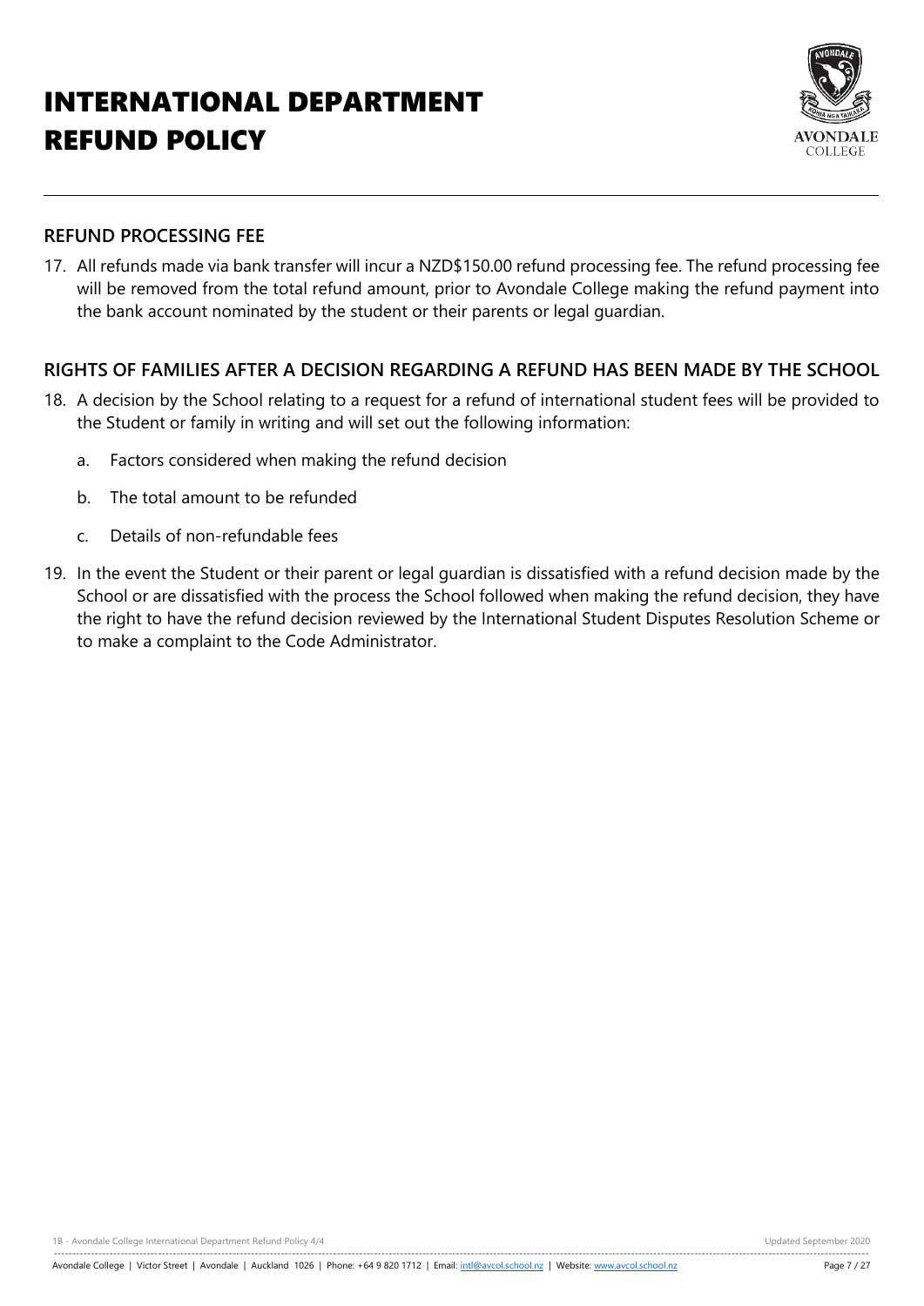# INTERNATIONAL DEPARTMENT REFUND POLICY

## REFUND PROCESSING FEE

17. All refunds made via bank transfer will incur a NZD$150.00 refund processing fee. The refund processing fee will be removed from the total refund amount, prior to Avondale College making the refund payment into the bank account nominated by the student or their parents or legal guardian.

## RIGHTS OF FAMILIES AFTER A DECISION REGARDING A REFUND HAS BEEN MADE BY THE SCHOOL

18. A decision by the School relating to a request for a refund of international student fees will be provided to the Student or family in writing and will set out the following information:

    a. Factors considered when making the refund decision

    b. The total amount to be refunded

    c. Details of non-refundable fees

19. In the event the Student or their parent or legal guardian is dissatisfied with a refund decision made by the School or are dissatisfied with the process the School followed when making the refund decision, they have the right to have the refund decision reviewed by the International Student Disputes Resolution Scheme or to make a complaint to the Code Administrator.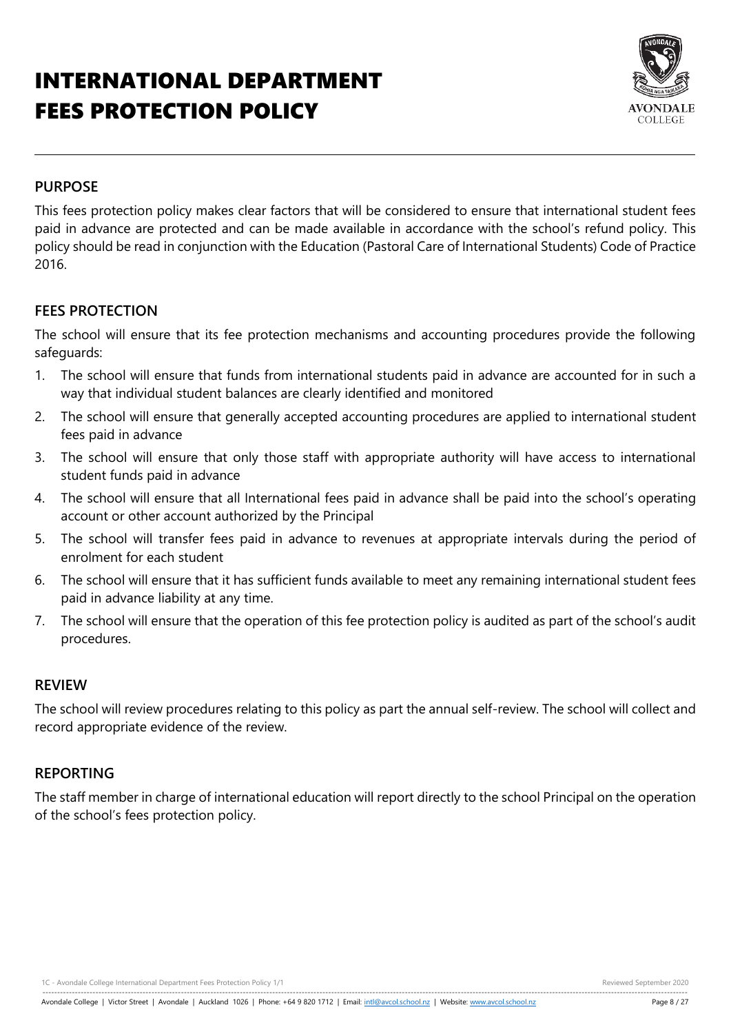# INTERNATIONAL DEPARTMENT FEES PROTECTION POLICY

## PURPOSE

This fees protection policy makes clear factors that will be considered to ensure that international student fees paid in advance are protected and can be made available in accordance with the school's refund policy. This policy should be read in conjunction with the Education (Pastoral Care of International Students) Code of Practice 2016.

## FEES PROTECTION

The school will ensure that its fee protection mechanisms and accounting procedures provide the following safeguards:

1. The school will ensure that funds from international students paid in advance are accounted for in such a way that individual student balances are clearly identified and monitored
2. The school will ensure that generally accepted accounting procedures are applied to international student fees paid in advance
3. The school will ensure that only those staff with appropriate authority will have access to international student funds paid in advance
4. The school will ensure that all International fees paid in advance shall be paid into the school's operating account or other account authorized by the Principal
5. The school will transfer fees paid in advance to revenues at appropriate intervals during the period of enrolment for each student
6. The school will ensure that it has sufficient funds available to meet any remaining international student fees paid in advance liability at any time.
7. The school will ensure that the operation of this fee protection policy is audited as part of the school's audit procedures.

## REVIEW

The school will review procedures relating to this policy as part the annual self-review. The school will collect and record appropriate evidence of the review.

## REPORTING

The staff member in charge of international education will report directly to the school Principal on the operation of the school's fees protection policy.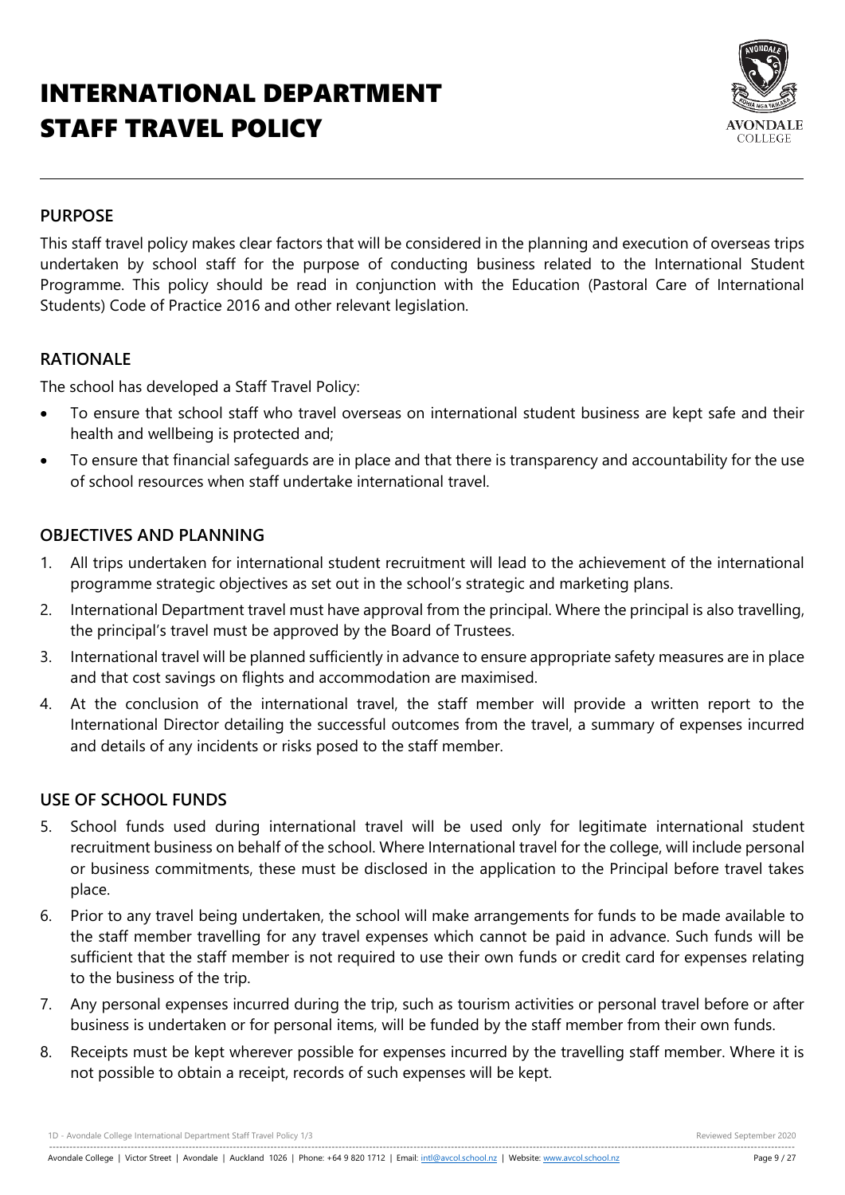# INTERNATIONAL DEPARTMENT STAFF TRAVEL POLICY

## PURPOSE

This staff travel policy makes clear factors that will be considered in the planning and execution of overseas trips undertaken by school staff for the purpose of conducting business related to the International Student Programme. This policy should be read in conjunction with the Education (Pastoral Care of International Students) Code of Practice 2016 and other relevant legislation.

## RATIONALE

The school has developed a Staff Travel Policy:

- To ensure that school staff who travel overseas on international student business are kept safe and their health and wellbeing is protected and;
- To ensure that financial safeguards are in place and that there is transparency and accountability for the use of school resources when staff undertake international travel.

## OBJECTIVES AND PLANNING

1. All trips undertaken for international student recruitment will lead to the achievement of the international programme strategic objectives as set out in the school's strategic and marketing plans.
2. International Department travel must have approval from the principal. Where the principal is also travelling, the principal's travel must be approved by the Board of Trustees.
3. International travel will be planned sufficiently in advance to ensure appropriate safety measures are in place and that cost savings on flights and accommodation are maximised.
4. At the conclusion of the international travel, the staff member will provide a written report to the International Director detailing the successful outcomes from the travel, a summary of expenses incurred and details of any incidents or risks posed to the staff member.

## USE OF SCHOOL FUNDS

5. School funds used during international travel will be used only for legitimate international student recruitment business on behalf of the school. Where International travel for the college, will include personal or business commitments, these must be disclosed in the application to the Principal before travel takes place.
6. Prior to any travel being undertaken, the school will make arrangements for funds to be made available to the staff member travelling for any travel expenses which cannot be paid in advance. Such funds will be sufficient that the staff member is not required to use their own funds or credit card for expenses relating to the business of the trip.
7. Any personal expenses incurred during the trip, such as tourism activities or personal travel before or after business is undertaken or for personal items, will be funded by the staff member from their own funds.
8. Receipts must be kept wherever possible for expenses incurred by the travelling staff member. Where it is not possible to obtain a receipt, records of such expenses will be kept.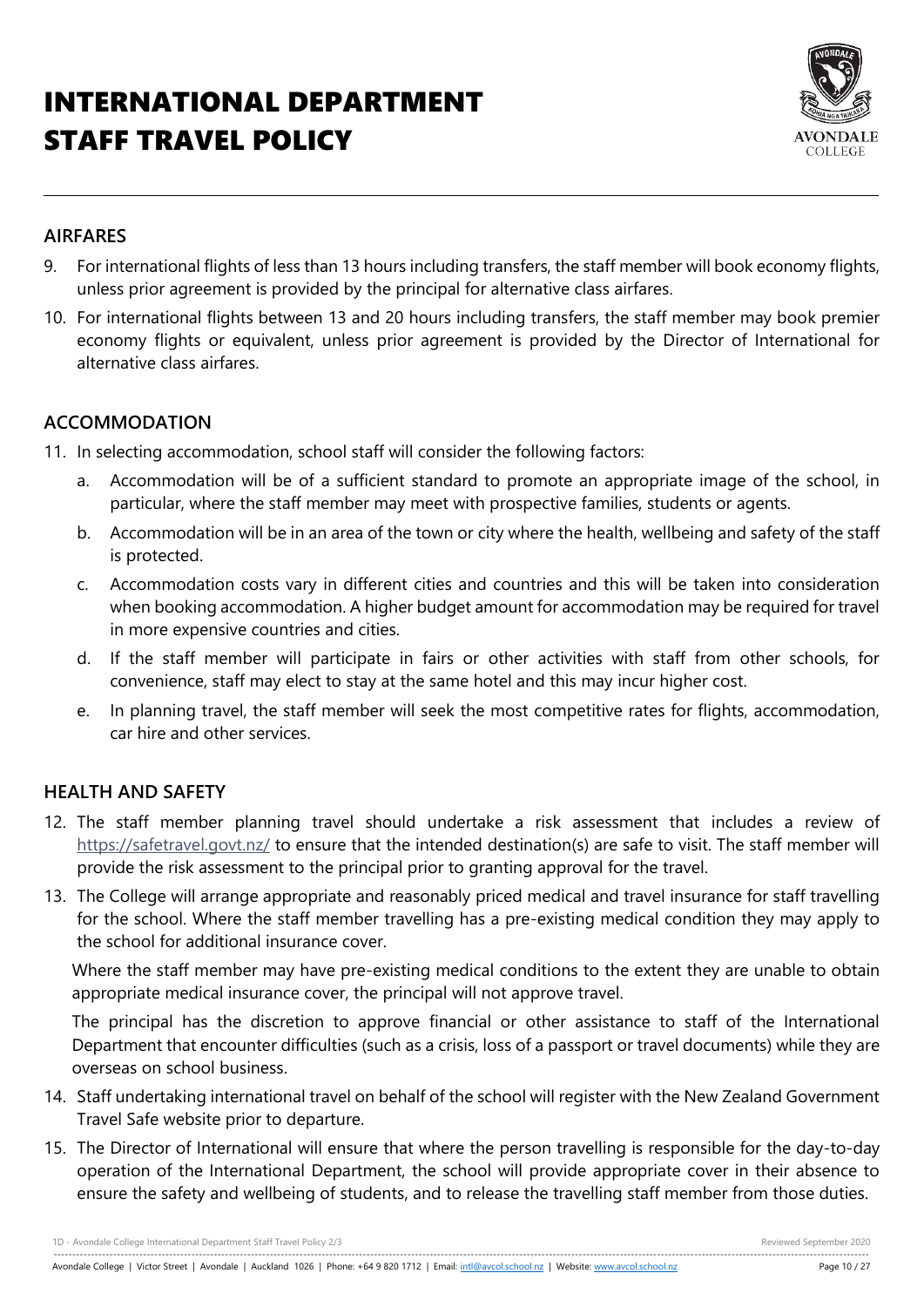# INTERNATIONAL DEPARTMENT STAFF TRAVEL POLICY

## AIRFARES

9. For international flights of less than 13 hours including transfers, the staff member will book economy flights, unless prior agreement is provided by the principal for alternative class airfares.
10. For international flights between 13 and 20 hours including transfers, the staff member may book premier economy flights or equivalent, unless prior agreement is provided by the Director of International for alternative class airfares.

## ACCOMMODATION

11. In selecting accommodation, school staff will consider the following factors:
    a. Accommodation will be of a sufficient standard to promote an appropriate image of the school, in particular, where the staff member may meet with prospective families, students or agents.
    b. Accommodation will be in an area of the town or city where the health, wellbeing and safety of the staff is protected.
    c. Accommodation costs vary in different cities and countries and this will be taken into consideration when booking accommodation. A higher budget amount for accommodation may be required for travel in more expensive countries and cities.
    d. If the staff member will participate in fairs or other activities with staff from other schools, for convenience, staff may elect to stay at the same hotel and this may incur higher cost.
    e. In planning travel, the staff member will seek the most competitive rates for flights, accommodation, car hire and other services.

## HEALTH AND SAFETY

12. The staff member planning travel should undertake a risk assessment that includes a review of https://safetravel.govt.nz/ to ensure that the intended destination(s) are safe to visit. The staff member will provide the risk assessment to the principal prior to granting approval for the travel.
13. The College will arrange appropriate and reasonably priced medical and travel insurance for staff travelling for the school. Where the staff member travelling has a pre-existing medical condition they may apply to the school for additional insurance cover.

    Where the staff member may have pre-existing medical conditions to the extent they are unable to obtain appropriate medical insurance cover, the principal will not approve travel.

    The principal has the discretion to approve financial or other assistance to staff of the International Department that encounter difficulties (such as a crisis, loss of a passport or travel documents) while they are overseas on school business.
14. Staff undertaking international travel on behalf of the school will register with the New Zealand Government Travel Safe website prior to departure.
15. The Director of International will ensure that where the person travelling is responsible for the day-to-day operation of the International Department, the school will provide appropriate cover in their absence to ensure the safety and wellbeing of students, and to release the travelling staff member from those duties.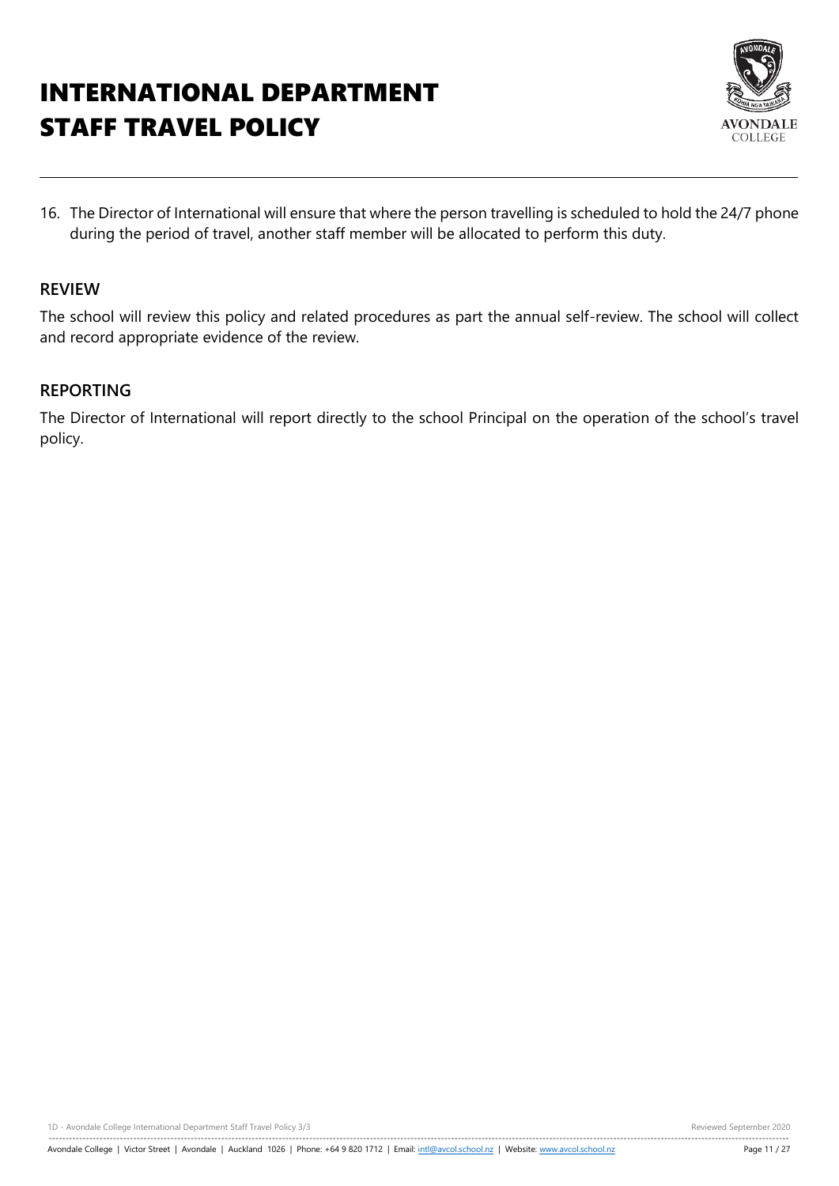# INTERNATIONAL DEPARTMENT STAFF TRAVEL POLICY

16. The Director of International will ensure that where the person travelling is scheduled to hold the 24/7 phone during the period of travel, another staff member will be allocated to perform this duty.

## REVIEW

The school will review this policy and related procedures as part the annual self-review. The school will collect and record appropriate evidence of the review.

## REPORTING

The Director of International will report directly to the school Principal on the operation of the school's travel policy.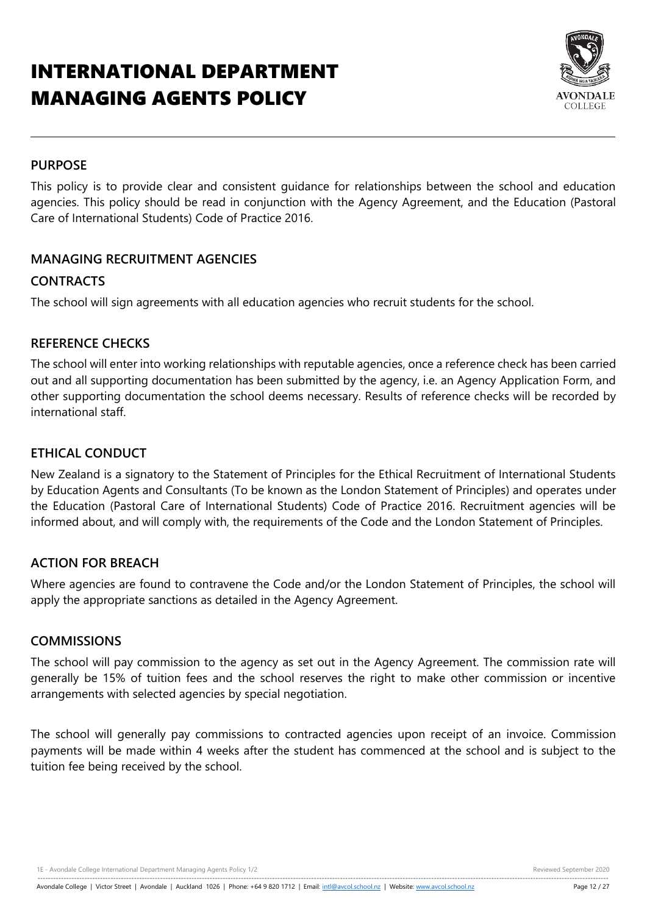# INTERNATIONAL DEPARTMENT MANAGING AGENTS POLICY

## PURPOSE

This policy is to provide clear and consistent guidance for relationships between the school and education agencies. This policy should be read in conjunction with the Agency Agreement, and the Education (Pastoral Care of International Students) Code of Practice 2016.

## MANAGING RECRUITMENT AGENCIES

### CONTRACTS

The school will sign agreements with all education agencies who recruit students for the school.

### REFERENCE CHECKS

The school will enter into working relationships with reputable agencies, once a reference check has been carried out and all supporting documentation has been submitted by the agency, i.e. an Agency Application Form, and other supporting documentation the school deems necessary. Results of reference checks will be recorded by international staff.

### ETHICAL CONDUCT

New Zealand is a signatory to the Statement of Principles for the Ethical Recruitment of International Students by Education Agents and Consultants (To be known as the London Statement of Principles) and operates under the Education (Pastoral Care of International Students) Code of Practice 2016. Recruitment agencies will be informed about, and will comply with, the requirements of the Code and the London Statement of Principles.

### ACTION FOR BREACH

Where agencies are found to contravene the Code and/or the London Statement of Principles, the school will apply the appropriate sanctions as detailed in the Agency Agreement.

### COMMISSIONS

The school will pay commission to the agency as set out in the Agency Agreement. The commission rate will generally be 15% of tuition fees and the school reserves the right to make other commission or incentive arrangements with selected agencies by special negotiation.

The school will generally pay commissions to contracted agencies upon receipt of an invoice. Commission payments will be made within 4 weeks after the student has commenced at the school and is subject to the tuition fee being received by the school.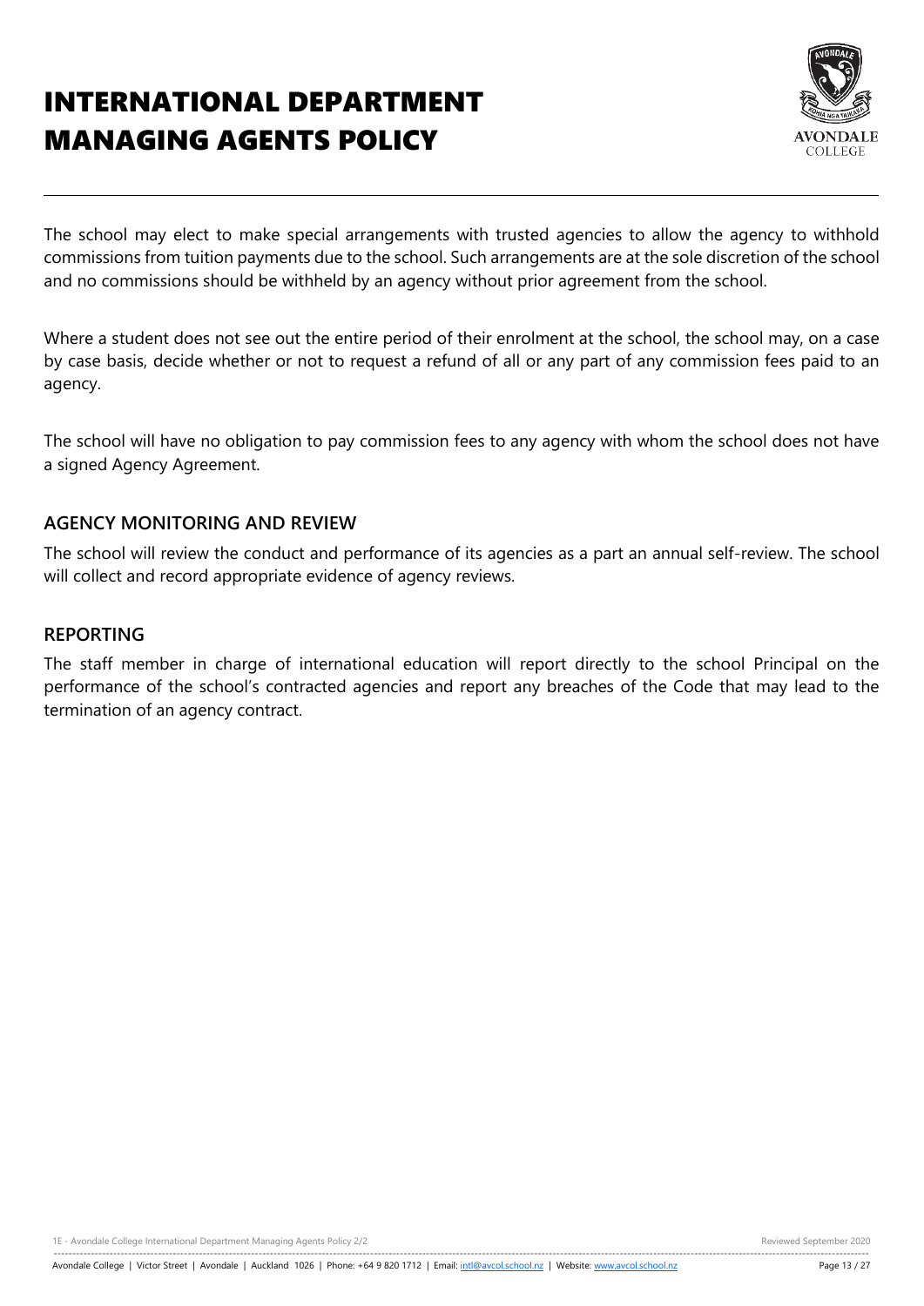# INTERNATIONAL DEPARTMENT MANAGING AGENTS POLICY

The school may elect to make special arrangements with trusted agencies to allow the agency to withhold commissions from tuition payments due to the school. Such arrangements are at the sole discretion of the school and no commissions should be withheld by an agency without prior agreement from the school.

Where a student does not see out the entire period of their enrolment at the school, the school may, on a case by case basis, decide whether or not to request a refund of all or any part of any commission fees paid to an agency.

The school will have no obligation to pay commission fees to any agency with whom the school does not have a signed Agency Agreement.

## AGENCY MONITORING AND REVIEW

The school will review the conduct and performance of its agencies as a part an annual self-review. The school will collect and record appropriate evidence of agency reviews.

## REPORTING

The staff member in charge of international education will report directly to the school Principal on the performance of the school's contracted agencies and report any breaches of the Code that may lead to the termination of an agency contract.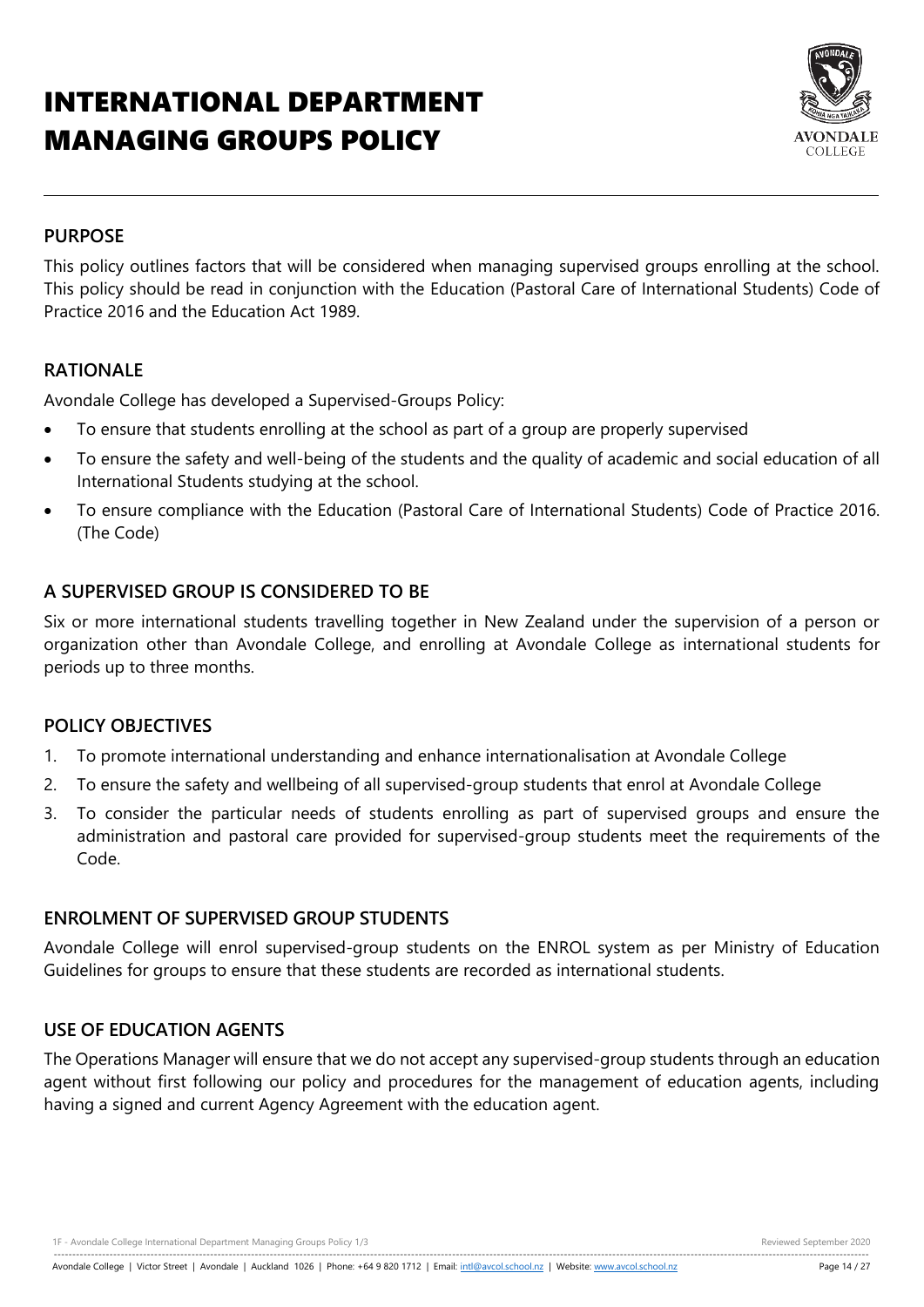# INTERNATIONAL DEPARTMENT MANAGING GROUPS POLICY

## PURPOSE

This policy outlines factors that will be considered when managing supervised groups enrolling at the school. This policy should be read in conjunction with the Education (Pastoral Care of International Students) Code of Practice 2016 and the Education Act 1989.

## RATIONALE

Avondale College has developed a Supervised-Groups Policy:

- To ensure that students enrolling at the school as part of a group are properly supervised
- To ensure the safety and well-being of the students and the quality of academic and social education of all International Students studying at the school.
- To ensure compliance with the Education (Pastoral Care of International Students) Code of Practice 2016. (The Code)

## A SUPERVISED GROUP IS CONSIDERED TO BE

Six or more international students travelling together in New Zealand under the supervision of a person or organization other than Avondale College, and enrolling at Avondale College as international students for periods up to three months.

## POLICY OBJECTIVES

1. To promote international understanding and enhance internationalisation at Avondale College
2. To ensure the safety and wellbeing of all supervised-group students that enrol at Avondale College
3. To consider the particular needs of students enrolling as part of supervised groups and ensure the administration and pastoral care provided for supervised-group students meet the requirements of the Code.

## ENROLMENT OF SUPERVISED GROUP STUDENTS

Avondale College will enrol supervised-group students on the ENROL system as per Ministry of Education Guidelines for groups to ensure that these students are recorded as international students.

## USE OF EDUCATION AGENTS

The Operations Manager will ensure that we do not accept any supervised-group students through an education agent without first following our policy and procedures for the management of education agents, including having a signed and current Agency Agreement with the education agent.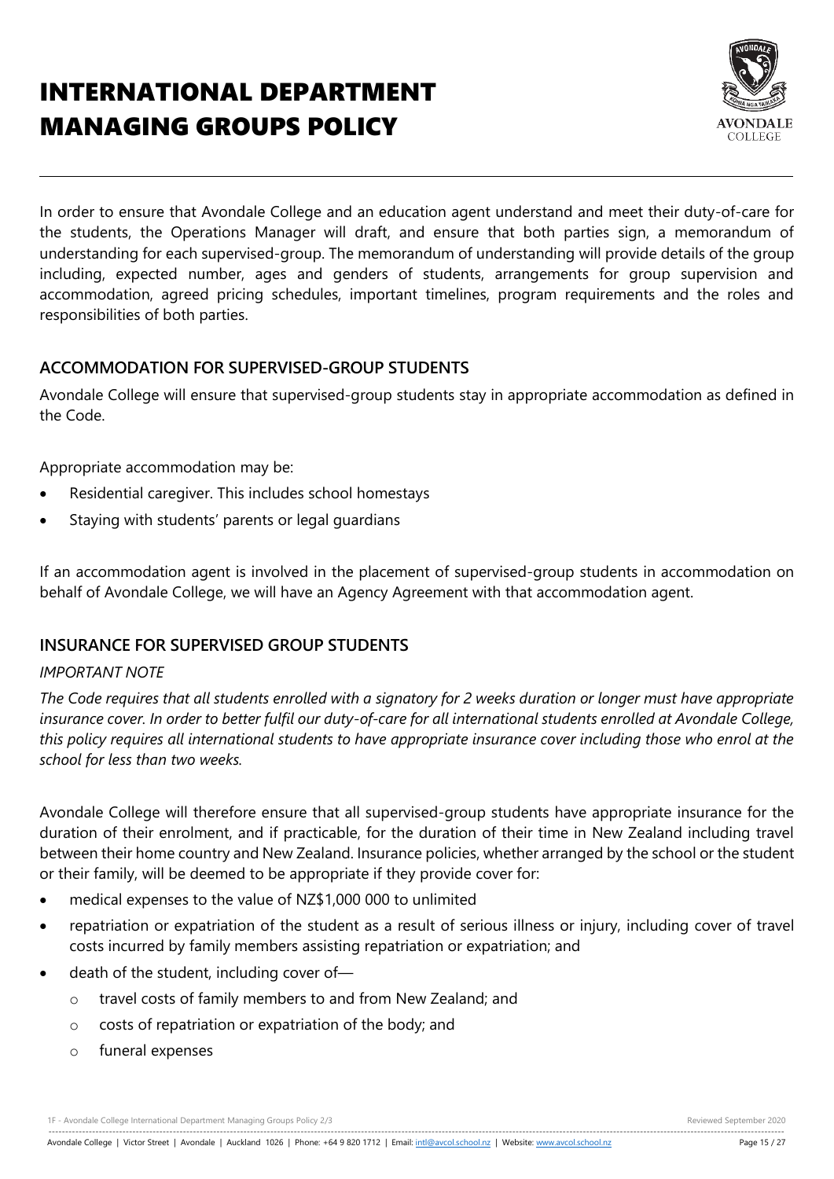# INTERNATIONAL DEPARTMENT MANAGING GROUPS POLICY

In order to ensure that Avondale College and an education agent understand and meet their duty-of-care for the students, the Operations Manager will draft, and ensure that both parties sign, a memorandum of understanding for each supervised-group. The memorandum of understanding will provide details of the group including, expected number, ages and genders of students, arrangements for group supervision and accommodation, agreed pricing schedules, important timelines, program requirements and the roles and responsibilities of both parties.

## ACCOMMODATION FOR SUPERVISED-GROUP STUDENTS

Avondale College will ensure that supervised-group students stay in appropriate accommodation as defined in the Code.

Appropriate accommodation may be:

- Residential caregiver. This includes school homestays
- Staying with students' parents or legal guardians

If an accommodation agent is involved in the placement of supervised-group students in accommodation on behalf of Avondale College, we will have an Agency Agreement with that accommodation agent.

## INSURANCE FOR SUPERVISED GROUP STUDENTS

*IMPORTANT NOTE*

*The Code requires that all students enrolled with a signatory for 2 weeks duration or longer must have appropriate insurance cover. In order to better fulfil our duty-of-care for all international students enrolled at Avondale College, this policy requires all international students to have appropriate insurance cover including those who enrol at the school for less than two weeks.*

Avondale College will therefore ensure that all supervised-group students have appropriate insurance for the duration of their enrolment, and if practicable, for the duration of their time in New Zealand including travel between their home country and New Zealand. Insurance policies, whether arranged by the school or the student or their family, will be deemed to be appropriate if they provide cover for:

- medical expenses to the value of NZ$1,000 000 to unlimited
- repatriation or expatriation of the student as a result of serious illness or injury, including cover of travel costs incurred by family members assisting repatriation or expatriation; and
- death of the student, including cover of—
  - travel costs of family members to and from New Zealand; and
  - costs of repatriation or expatriation of the body; and
  - funeral expenses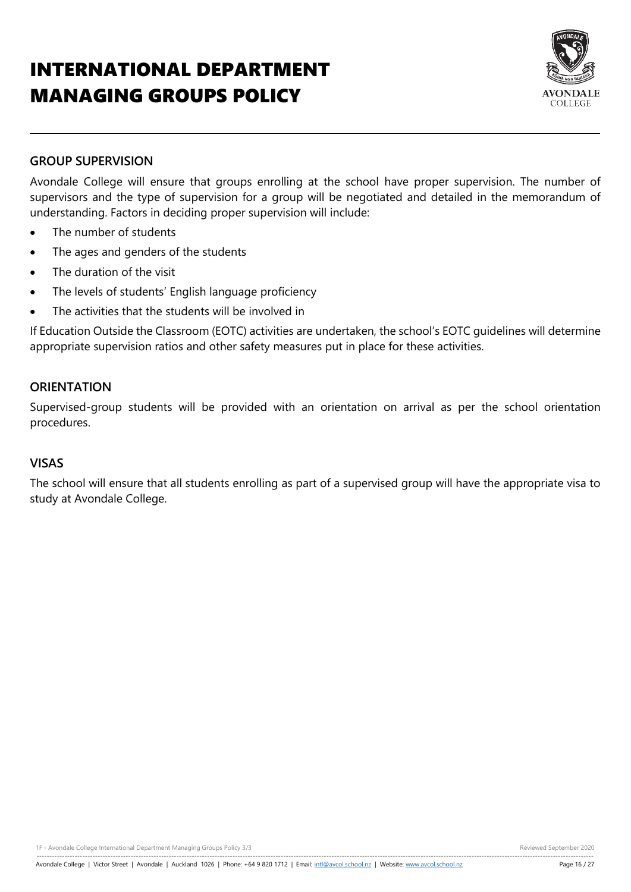# INTERNATIONAL DEPARTMENT MANAGING GROUPS POLICY

## GROUP SUPERVISION

Avondale College will ensure that groups enrolling at the school have proper supervision. The number of supervisors and the type of supervision for a group will be negotiated and detailed in the memorandum of understanding. Factors in deciding proper supervision will include:

- The number of students
- The ages and genders of the students
- The duration of the visit
- The levels of students' English language proficiency
- The activities that the students will be involved in

If Education Outside the Classroom (EOTC) activities are undertaken, the school's EOTC guidelines will determine appropriate supervision ratios and other safety measures put in place for these activities.

## ORIENTATION

Supervised-group students will be provided with an orientation on arrival as per the school orientation procedures.

## VISAS

The school will ensure that all students enrolling as part of a supervised group will have the appropriate visa to study at Avondale College.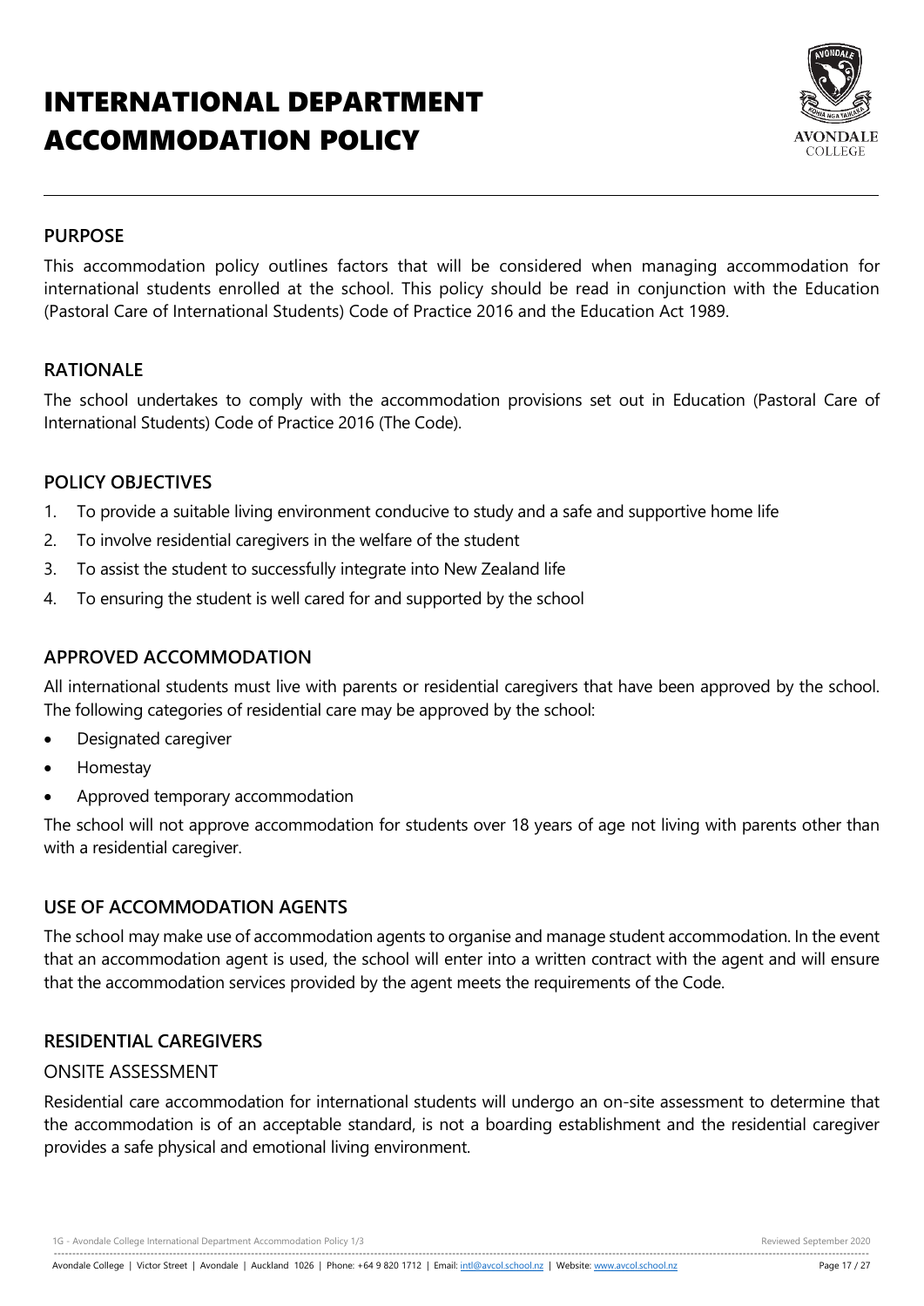# INTERNATIONAL DEPARTMENT ACCOMMODATION POLICY

## PURPOSE

This accommodation policy outlines factors that will be considered when managing accommodation for international students enrolled at the school. This policy should be read in conjunction with the Education (Pastoral Care of International Students) Code of Practice 2016 and the Education Act 1989.

## RATIONALE

The school undertakes to comply with the accommodation provisions set out in Education (Pastoral Care of International Students) Code of Practice 2016 (The Code).

## POLICY OBJECTIVES

1. To provide a suitable living environment conducive to study and a safe and supportive home life
2. To involve residential caregivers in the welfare of the student
3. To assist the student to successfully integrate into New Zealand life
4. To ensuring the student is well cared for and supported by the school

## APPROVED ACCOMMODATION

All international students must live with parents or residential caregivers that have been approved by the school. The following categories of residential care may be approved by the school:

- Designated caregiver
- Homestay
- Approved temporary accommodation

The school will not approve accommodation for students over 18 years of age not living with parents other than with a residential caregiver.

## USE OF ACCOMMODATION AGENTS

The school may make use of accommodation agents to organise and manage student accommodation. In the event that an accommodation agent is used, the school will enter into a written contract with the agent and will ensure that the accommodation services provided by the agent meets the requirements of the Code.

## RESIDENTIAL CAREGIVERS

### ONSITE ASSESSMENT

Residential care accommodation for international students will undergo an on-site assessment to determine that the accommodation is of an acceptable standard, is not a boarding establishment and the residential caregiver provides a safe physical and emotional living environment.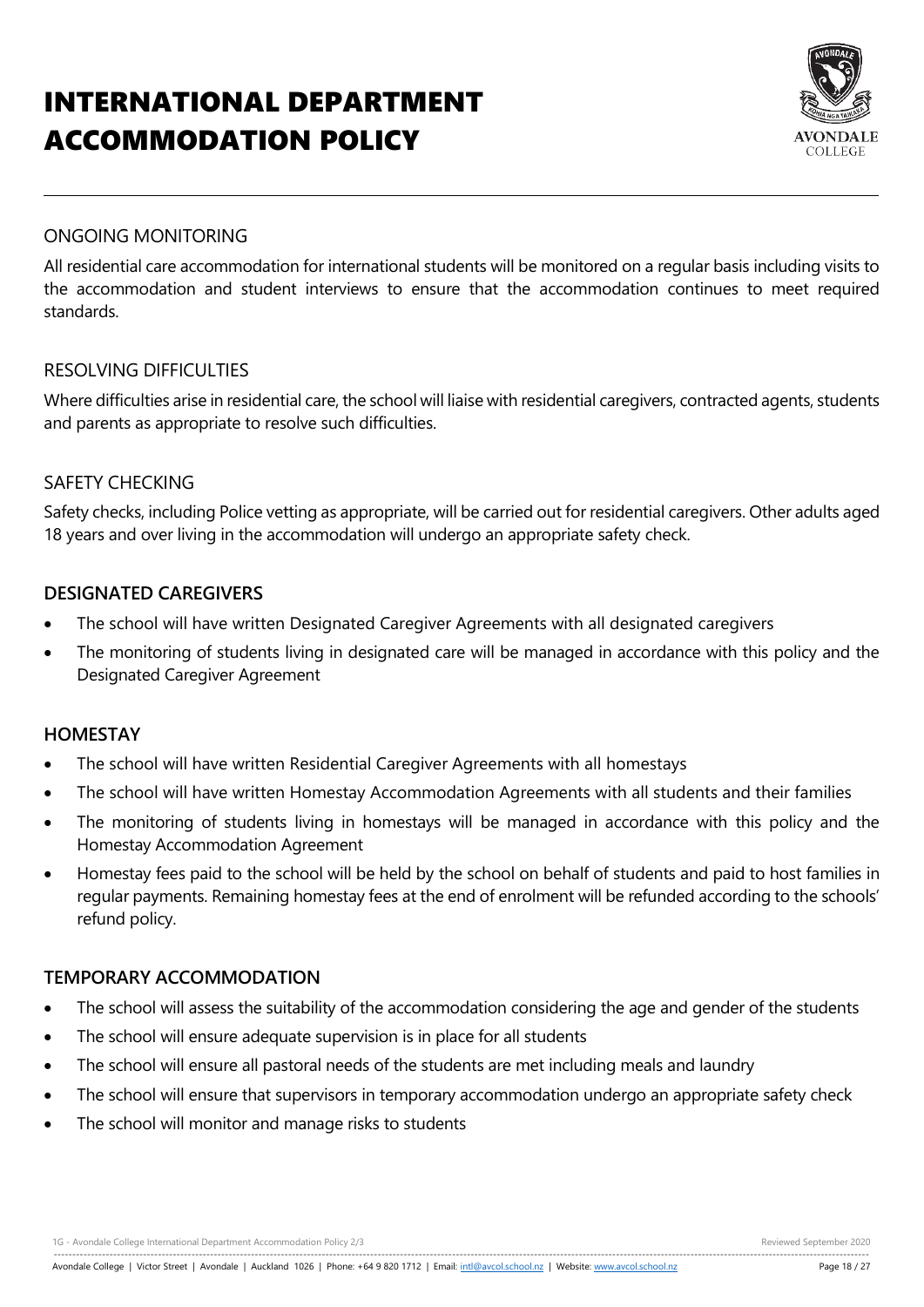# INTERNATIONAL DEPARTMENT ACCOMMODATION POLICY

## ONGOING MONITORING

All residential care accommodation for international students will be monitored on a regular basis including visits to the accommodation and student interviews to ensure that the accommodation continues to meet required standards.

## RESOLVING DIFFICULTIES

Where difficulties arise in residential care, the school will liaise with residential caregivers, contracted agents, students and parents as appropriate to resolve such difficulties.

## SAFETY CHECKING

Safety checks, including Police vetting as appropriate, will be carried out for residential caregivers. Other adults aged 18 years and over living in the accommodation will undergo an appropriate safety check.

### DESIGNATED CAREGIVERS

- The school will have written Designated Caregiver Agreements with all designated caregivers
- The monitoring of students living in designated care will be managed in accordance with this policy and the Designated Caregiver Agreement

### HOMESTAY

- The school will have written Residential Caregiver Agreements with all homestays
- The school will have written Homestay Accommodation Agreements with all students and their families
- The monitoring of students living in homestays will be managed in accordance with this policy and the Homestay Accommodation Agreement
- Homestay fees paid to the school will be held by the school on behalf of students and paid to host families in regular payments. Remaining homestay fees at the end of enrolment will be refunded according to the schools' refund policy.

### TEMPORARY ACCOMMODATION

- The school will assess the suitability of the accommodation considering the age and gender of the students
- The school will ensure adequate supervision is in place for all students
- The school will ensure all pastoral needs of the students are met including meals and laundry
- The school will ensure that supervisors in temporary accommodation undergo an appropriate safety check
- The school will monitor and manage risks to students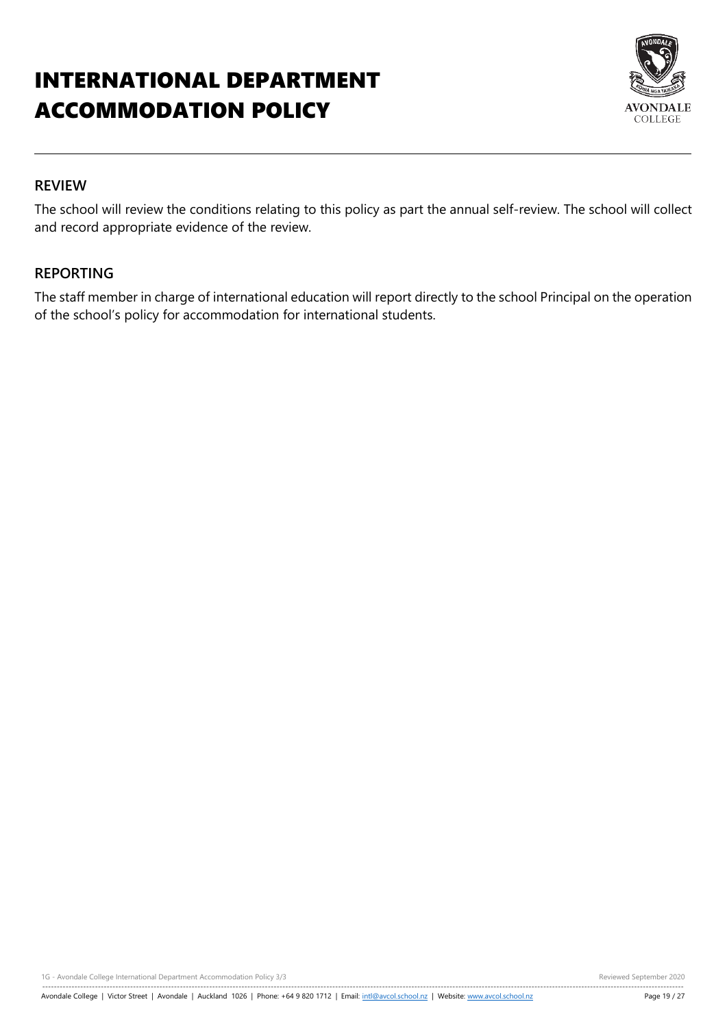# INTERNATIONAL DEPARTMENT ACCOMMODATION POLICY

## REVIEW

The school will review the conditions relating to this policy as part the annual self-review. The school will collect and record appropriate evidence of the review.

## REPORTING

The staff member in charge of international education will report directly to the school Principal on the operation of the school's policy for accommodation for international students.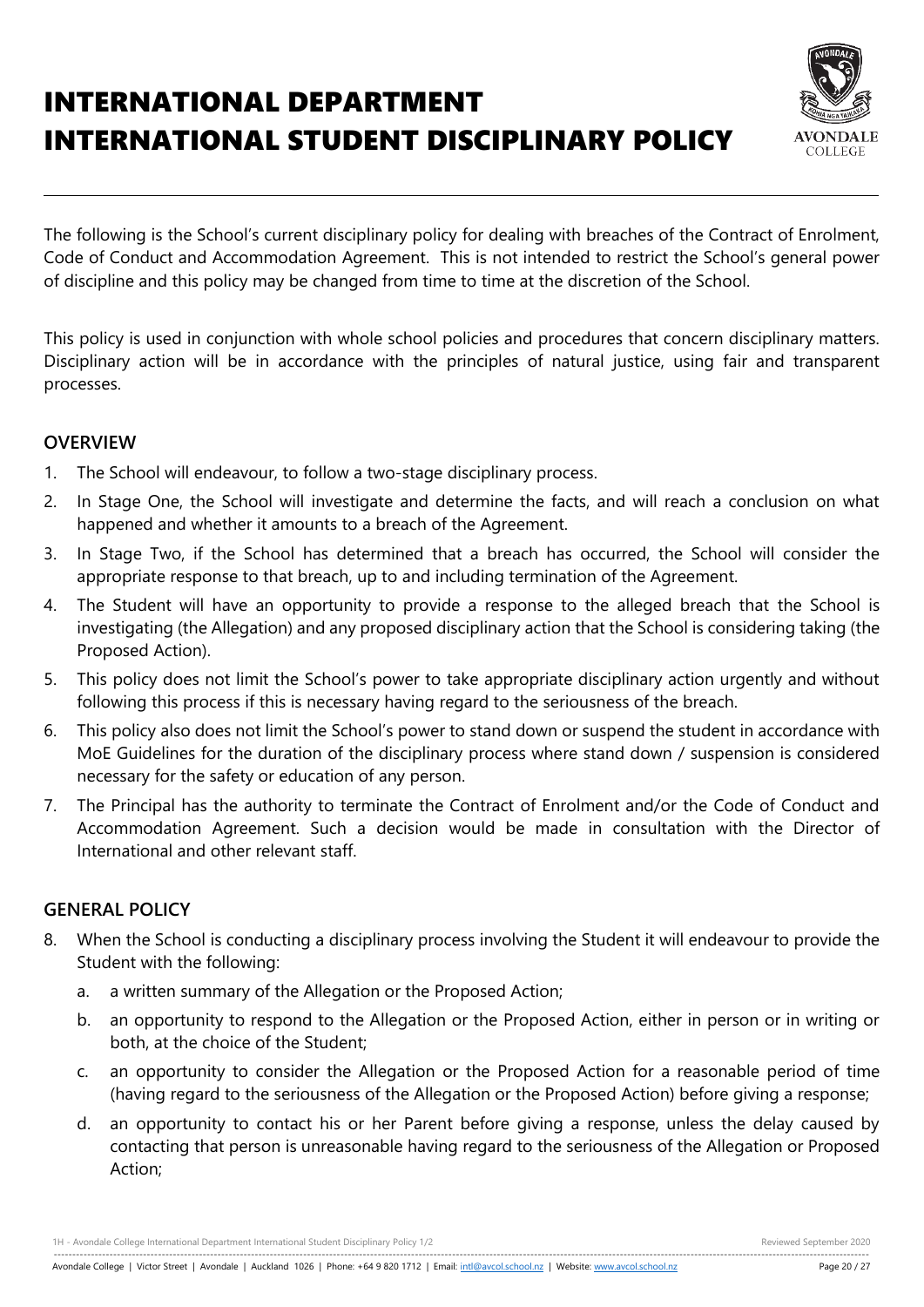# INTERNATIONAL DEPARTMENT INTERNATIONAL STUDENT DISCIPLINARY POLICY

The following is the School's current disciplinary policy for dealing with breaches of the Contract of Enrolment, Code of Conduct and Accommodation Agreement. This is not intended to restrict the School's general power of discipline and this policy may be changed from time to time at the discretion of the School.

This policy is used in conjunction with whole school policies and procedures that concern disciplinary matters. Disciplinary action will be in accordance with the principles of natural justice, using fair and transparent processes.

## OVERVIEW

1. The School will endeavour, to follow a two-stage disciplinary process.
2. In Stage One, the School will investigate and determine the facts, and will reach a conclusion on what happened and whether it amounts to a breach of the Agreement.
3. In Stage Two, if the School has determined that a breach has occurred, the School will consider the appropriate response to that breach, up to and including termination of the Agreement.
4. The Student will have an opportunity to provide a response to the alleged breach that the School is investigating (the Allegation) and any proposed disciplinary action that the School is considering taking (the Proposed Action).
5. This policy does not limit the School's power to take appropriate disciplinary action urgently and without following this process if this is necessary having regard to the seriousness of the breach.
6. This policy also does not limit the School's power to stand down or suspend the student in accordance with MoE Guidelines for the duration of the disciplinary process where stand down / suspension is considered necessary for the safety or education of any person.
7. The Principal has the authority to terminate the Contract of Enrolment and/or the Code of Conduct and Accommodation Agreement. Such a decision would be made in consultation with the Director of International and other relevant staff.

## GENERAL POLICY

8. When the School is conducting a disciplinary process involving the Student it will endeavour to provide the Student with the following:
   a. a written summary of the Allegation or the Proposed Action;
   b. an opportunity to respond to the Allegation or the Proposed Action, either in person or in writing or both, at the choice of the Student;
   c. an opportunity to consider the Allegation or the Proposed Action for a reasonable period of time (having regard to the seriousness of the Allegation or the Proposed Action) before giving a response;
   d. an opportunity to contact his or her Parent before giving a response, unless the delay caused by contacting that person is unreasonable having regard to the seriousness of the Allegation or Proposed Action;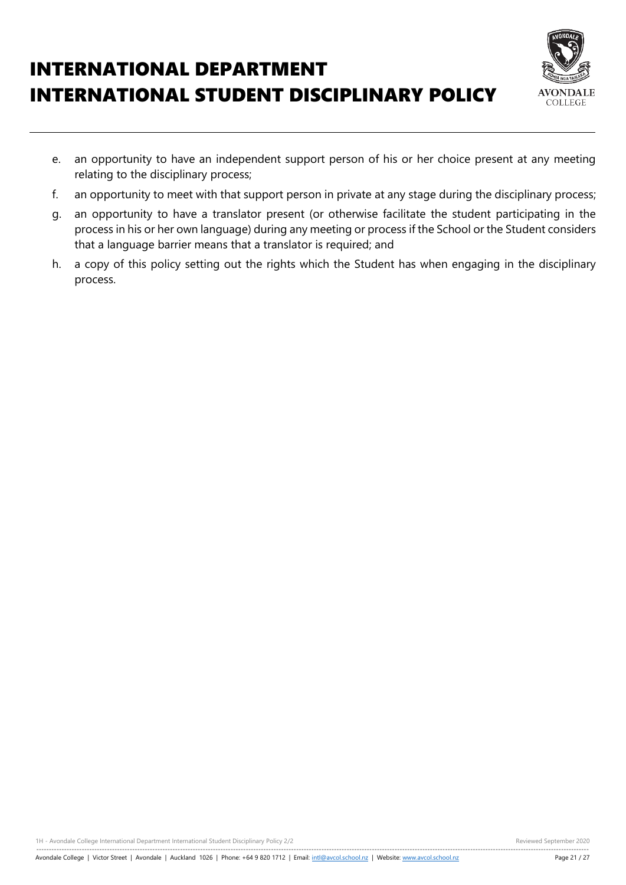e. an opportunity to have an independent support person of his or her choice present at any meeting relating to the disciplinary process;

f. an opportunity to meet with that support person in private at any stage during the disciplinary process;

g. an opportunity to have a translator present (or otherwise facilitate the student participating in the process in his or her own language) during any meeting or process if the School or the Student considers that a language barrier means that a translator is required; and

h. a copy of this policy setting out the rights which the Student has when engaging in the disciplinary process.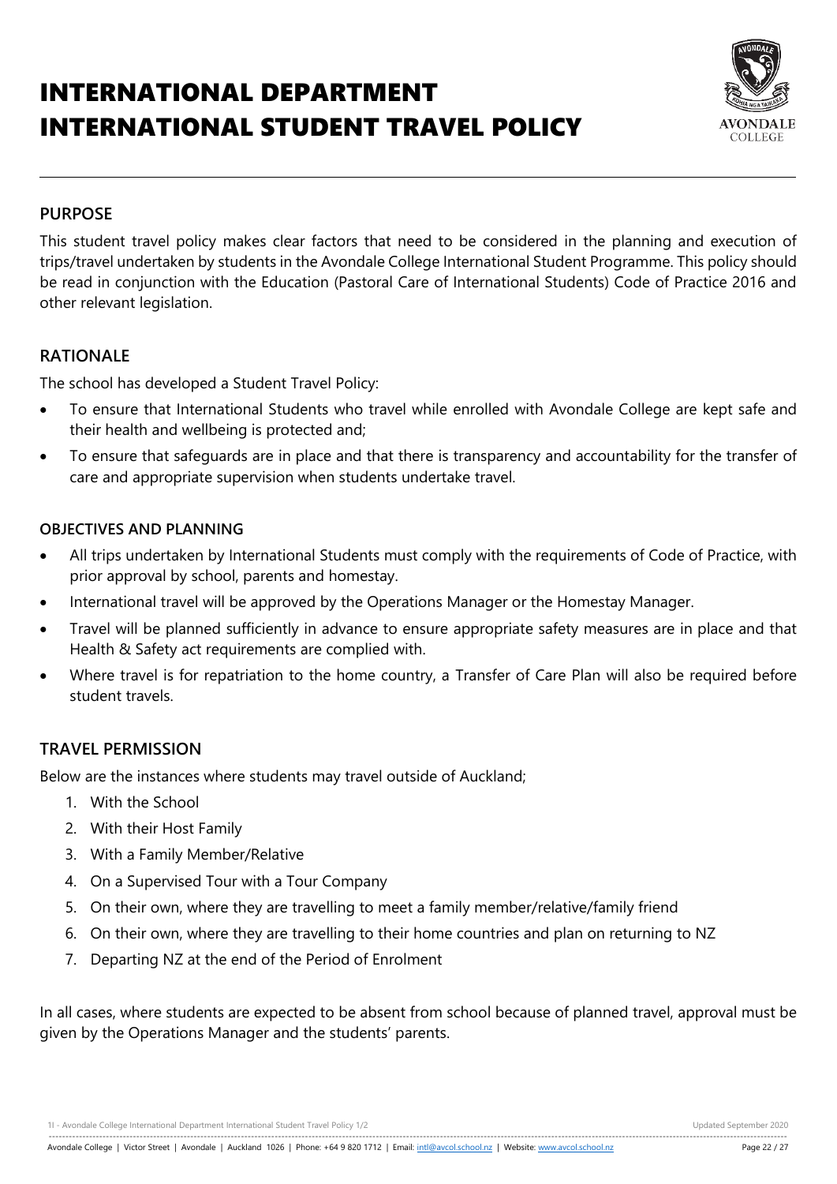# INTERNATIONAL DEPARTMENT
# INTERNATIONAL STUDENT TRAVEL POLICY

## PURPOSE

This student travel policy makes clear factors that need to be considered in the planning and execution of trips/travel undertaken by students in the Avondale College International Student Programme. This policy should be read in conjunction with the Education (Pastoral Care of International Students) Code of Practice 2016 and other relevant legislation.

## RATIONALE

The school has developed a Student Travel Policy:

- To ensure that International Students who travel while enrolled with Avondale College are kept safe and their health and wellbeing is protected and;
- To ensure that safeguards are in place and that there is transparency and accountability for the transfer of care and appropriate supervision when students undertake travel.

### OBJECTIVES AND PLANNING

- All trips undertaken by International Students must comply with the requirements of Code of Practice, with prior approval by school, parents and homestay.
- International travel will be approved by the Operations Manager or the Homestay Manager.
- Travel will be planned sufficiently in advance to ensure appropriate safety measures are in place and that Health & Safety act requirements are complied with.
- Where travel is for repatriation to the home country, a Transfer of Care Plan will also be required before student travels.

## TRAVEL PERMISSION

Below are the instances where students may travel outside of Auckland;

1. With the School
2. With their Host Family
3. With a Family Member/Relative
4. On a Supervised Tour with a Tour Company
5. On their own, where they are travelling to meet a family member/relative/family friend
6. On their own, where they are travelling to their home countries and plan on returning to NZ
7. Departing NZ at the end of the Period of Enrolment

In all cases, where students are expected to be absent from school because of planned travel, approval must be given by the Operations Manager and the students' parents.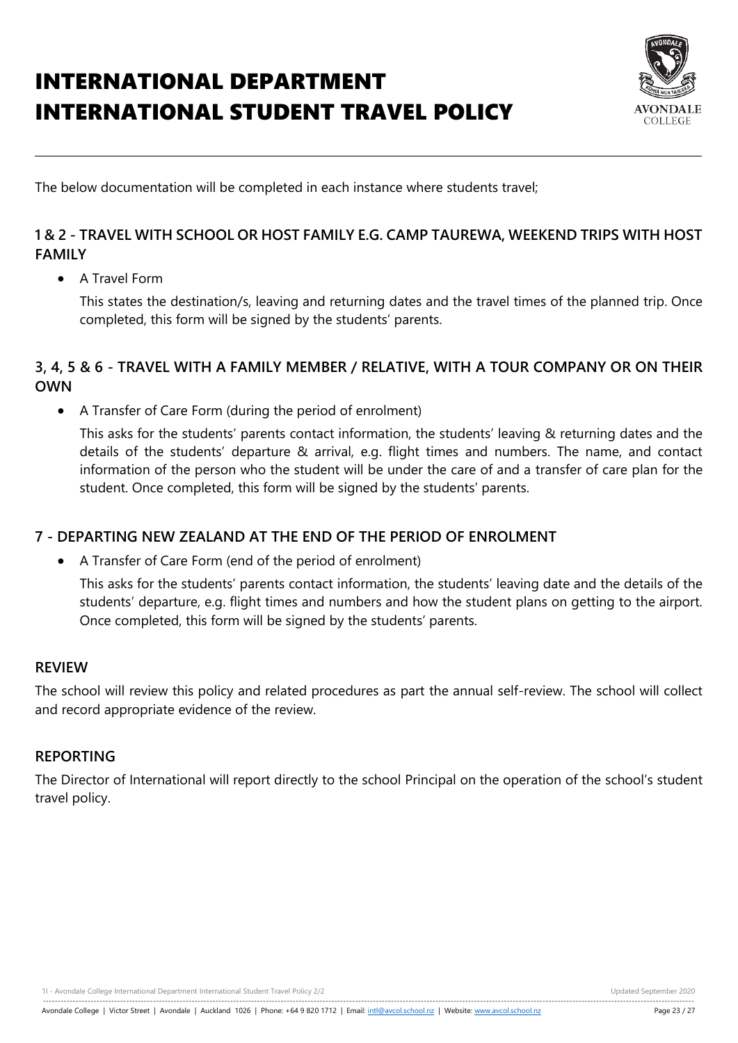# INTERNATIONAL DEPARTMENT INTERNATIONAL STUDENT TRAVEL POLICY

The below documentation will be completed in each instance where students travel;

## 1 & 2 - TRAVEL WITH SCHOOL OR HOST FAMILY E.G. CAMP TAUREWA, WEEKEND TRIPS WITH HOST FAMILY

- A Travel Form

  This states the destination/s, leaving and returning dates and the travel times of the planned trip. Once completed, this form will be signed by the students' parents.

## 3, 4, 5 & 6 - TRAVEL WITH A FAMILY MEMBER / RELATIVE, WITH A TOUR COMPANY OR ON THEIR OWN

- A Transfer of Care Form (during the period of enrolment)

  This asks for the students' parents contact information, the students' leaving & returning dates and the details of the students' departure & arrival, e.g. flight times and numbers. The name, and contact information of the person who the student will be under the care of and a transfer of care plan for the student. Once completed, this form will be signed by the students' parents.

## 7 - DEPARTING NEW ZEALAND AT THE END OF THE PERIOD OF ENROLMENT

- A Transfer of Care Form (end of the period of enrolment)

  This asks for the students' parents contact information, the students' leaving date and the details of the students' departure, e.g. flight times and numbers and how the student plans on getting to the airport. Once completed, this form will be signed by the students' parents.

## REVIEW

The school will review this policy and related procedures as part the annual self-review. The school will collect and record appropriate evidence of the review.

## REPORTING

The Director of International will report directly to the school Principal on the operation of the school's student travel policy.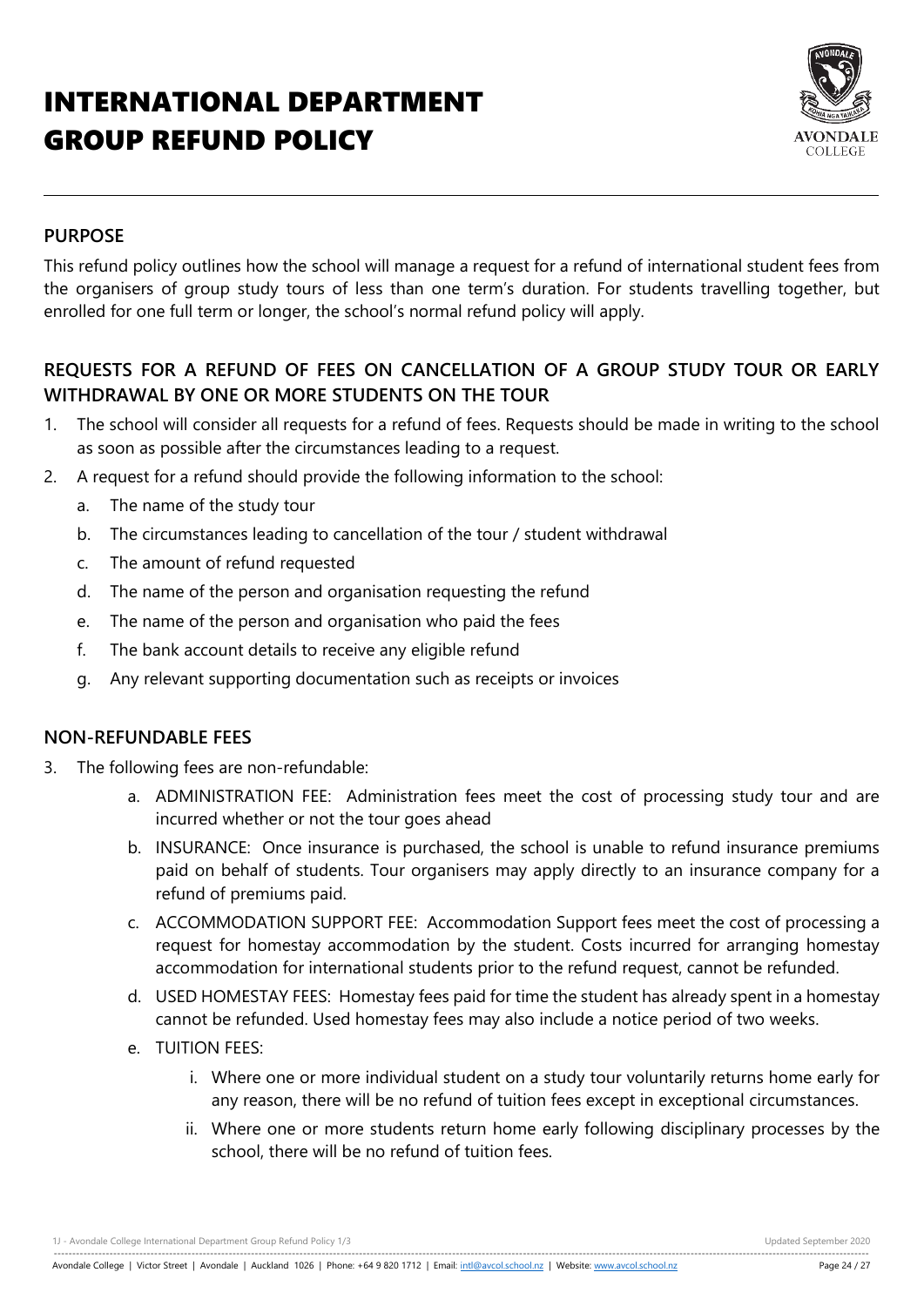# INTERNATIONAL DEPARTMENT GROUP REFUND POLICY

## PURPOSE

This refund policy outlines how the school will manage a request for a refund of international student fees from the organisers of group study tours of less than one term's duration. For students travelling together, but enrolled for one full term or longer, the school's normal refund policy will apply.

## REQUESTS FOR A REFUND OF FEES ON CANCELLATION OF A GROUP STUDY TOUR OR EARLY WITHDRAWAL BY ONE OR MORE STUDENTS ON THE TOUR

1. The school will consider all requests for a refund of fees. Requests should be made in writing to the school as soon as possible after the circumstances leading to a request.
2. A request for a refund should provide the following information to the school:
   a. The name of the study tour
   b. The circumstances leading to cancellation of the tour / student withdrawal
   c. The amount of refund requested
   d. The name of the person and organisation requesting the refund
   e. The name of the person and organisation who paid the fees
   f. The bank account details to receive any eligible refund
   g. Any relevant supporting documentation such as receipts or invoices

## NON-REFUNDABLE FEES

3. The following fees are non-refundable:
   a. ADMINISTRATION FEE: Administration fees meet the cost of processing study tour and are incurred whether or not the tour goes ahead
   b. INSURANCE: Once insurance is purchased, the school is unable to refund insurance premiums paid on behalf of students. Tour organisers may apply directly to an insurance company for a refund of premiums paid.
   c. ACCOMMODATION SUPPORT FEE: Accommodation Support fees meet the cost of processing a request for homestay accommodation by the student. Costs incurred for arranging homestay accommodation for international students prior to the refund request, cannot be refunded.
   d. USED HOMESTAY FEES: Homestay fees paid for time the student has already spent in a homestay cannot be refunded. Used homestay fees may also include a notice period of two weeks.
   e. TUITION FEES:
      i. Where one or more individual student on a study tour voluntarily returns home early for any reason, there will be no refund of tuition fees except in exceptional circumstances.
      ii. Where one or more students return home early following disciplinary processes by the school, there will be no refund of tuition fees.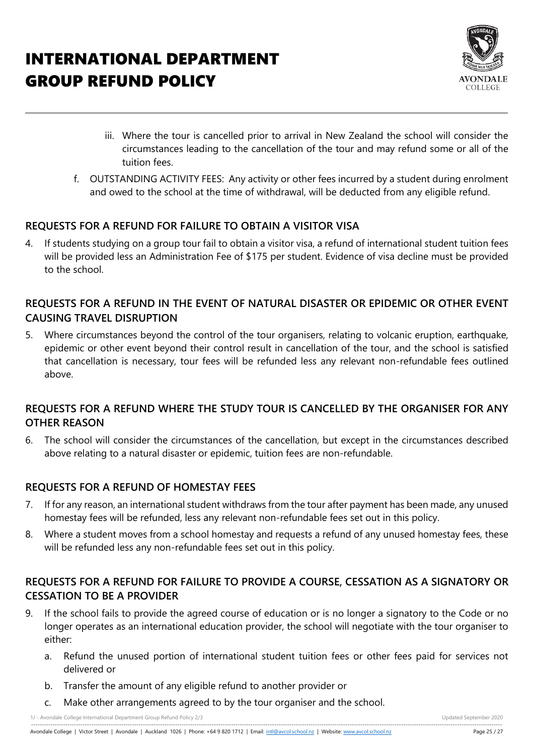iii. Where the tour is cancelled prior to arrival in New Zealand the school will consider the circumstances leading to the cancellation of the tour and may refund some or all of the tuition fees.

f. OUTSTANDING ACTIVITY FEES: Any activity or other fees incurred by a student during enrolment and owed to the school at the time of withdrawal, will be deducted from any eligible refund.

## REQUESTS FOR A REFUND FOR FAILURE TO OBTAIN A VISITOR VISA

4. If students studying on a group tour fail to obtain a visitor visa, a refund of international student tuition fees will be provided less an Administration Fee of $175 per student. Evidence of visa decline must be provided to the school.

## REQUESTS FOR A REFUND IN THE EVENT OF NATURAL DISASTER OR EPIDEMIC OR OTHER EVENT CAUSING TRAVEL DISRUPTION

5. Where circumstances beyond the control of the tour organisers, relating to volcanic eruption, earthquake, epidemic or other event beyond their control result in cancellation of the tour, and the school is satisfied that cancellation is necessary, tour fees will be refunded less any relevant non-refundable fees outlined above.

## REQUESTS FOR A REFUND WHERE THE STUDY TOUR IS CANCELLED BY THE ORGANISER FOR ANY OTHER REASON

6. The school will consider the circumstances of the cancellation, but except in the circumstances described above relating to a natural disaster or epidemic, tuition fees are non-refundable.

## REQUESTS FOR A REFUND OF HOMESTAY FEES

7. If for any reason, an international student withdraws from the tour after payment has been made, any unused homestay fees will be refunded, less any relevant non-refundable fees set out in this policy.
8. Where a student moves from a school homestay and requests a refund of any unused homestay fees, these will be refunded less any non-refundable fees set out in this policy.

## REQUESTS FOR A REFUND FOR FAILURE TO PROVIDE A COURSE, CESSATION AS A SIGNATORY OR CESSATION TO BE A PROVIDER

9. If the school fails to provide the agreed course of education or is no longer a signatory to the Code or no longer operates as an international education provider, the school will negotiate with the tour organiser to either:
   a. Refund the unused portion of international student tuition fees or other fees paid for services not delivered or
   b. Transfer the amount of any eligible refund to another provider or
   c. Make other arrangements agreed to by the tour organiser and the school.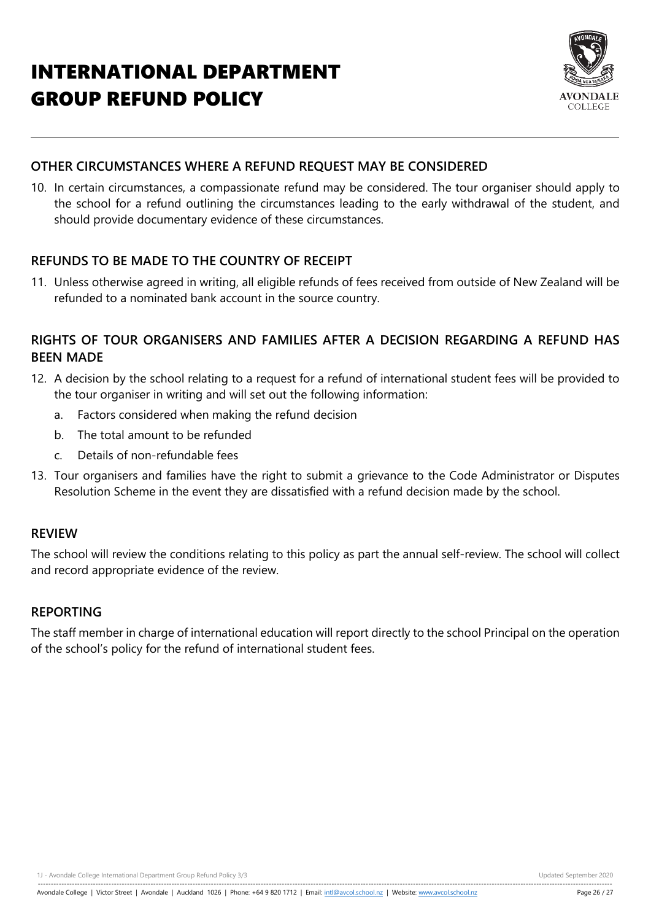# INTERNATIONAL DEPARTMENT GROUP REFUND POLICY

## OTHER CIRCUMSTANCES WHERE A REFUND REQUEST MAY BE CONSIDERED

10. In certain circumstances, a compassionate refund may be considered. The tour organiser should apply to the school for a refund outlining the circumstances leading to the early withdrawal of the student, and should provide documentary evidence of these circumstances.

## REFUNDS TO BE MADE TO THE COUNTRY OF RECEIPT

11. Unless otherwise agreed in writing, all eligible refunds of fees received from outside of New Zealand will be refunded to a nominated bank account in the source country.

## RIGHTS OF TOUR ORGANISERS AND FAMILIES AFTER A DECISION REGARDING A REFUND HAS BEEN MADE

12. A decision by the school relating to a request for a refund of international student fees will be provided to the tour organiser in writing and will set out the following information:
    a. Factors considered when making the refund decision
    b. The total amount to be refunded
    c. Details of non-refundable fees
13. Tour organisers and families have the right to submit a grievance to the Code Administrator or Disputes Resolution Scheme in the event they are dissatisfied with a refund decision made by the school.

## REVIEW

The school will review the conditions relating to this policy as part the annual self-review. The school will collect and record appropriate evidence of the review.

## REPORTING

The staff member in charge of international education will report directly to the school Principal on the operation of the school's policy for the refund of international student fees.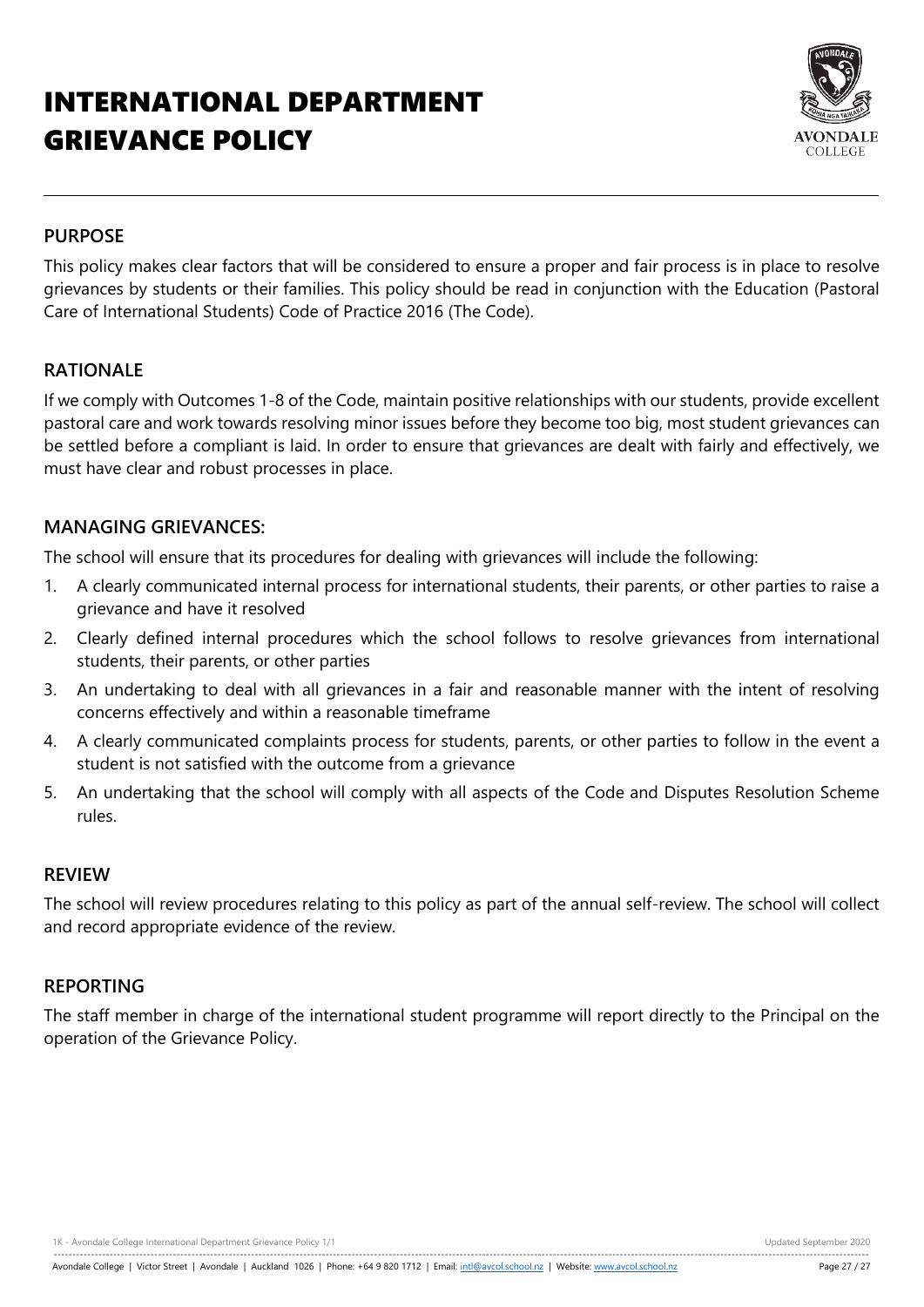# INTERNATIONAL DEPARTMENT GRIEVANCE POLICY

## PURPOSE

This policy makes clear factors that will be considered to ensure a proper and fair process is in place to resolve grievances by students or their families. This policy should be read in conjunction with the Education (Pastoral Care of International Students) Code of Practice 2016 (The Code).

## RATIONALE

If we comply with Outcomes 1-8 of the Code, maintain positive relationships with our students, provide excellent pastoral care and work towards resolving minor issues before they become too big, most student grievances can be settled before a compliant is laid. In order to ensure that grievances are dealt with fairly and effectively, we must have clear and robust processes in place.

## MANAGING GRIEVANCES:

The school will ensure that its procedures for dealing with grievances will include the following:

1. A clearly communicated internal process for international students, their parents, or other parties to raise a grievance and have it resolved
2. Clearly defined internal procedures which the school follows to resolve grievances from international students, their parents, or other parties
3. An undertaking to deal with all grievances in a fair and reasonable manner with the intent of resolving concerns effectively and within a reasonable timeframe
4. A clearly communicated complaints process for students, parents, or other parties to follow in the event a student is not satisfied with the outcome from a grievance
5. An undertaking that the school will comply with all aspects of the Code and Disputes Resolution Scheme rules.

## REVIEW

The school will review procedures relating to this policy as part of the annual self-review. The school will collect and record appropriate evidence of the review.

## REPORTING

The staff member in charge of the international student programme will report directly to the Principal on the operation of the Grievance Policy.